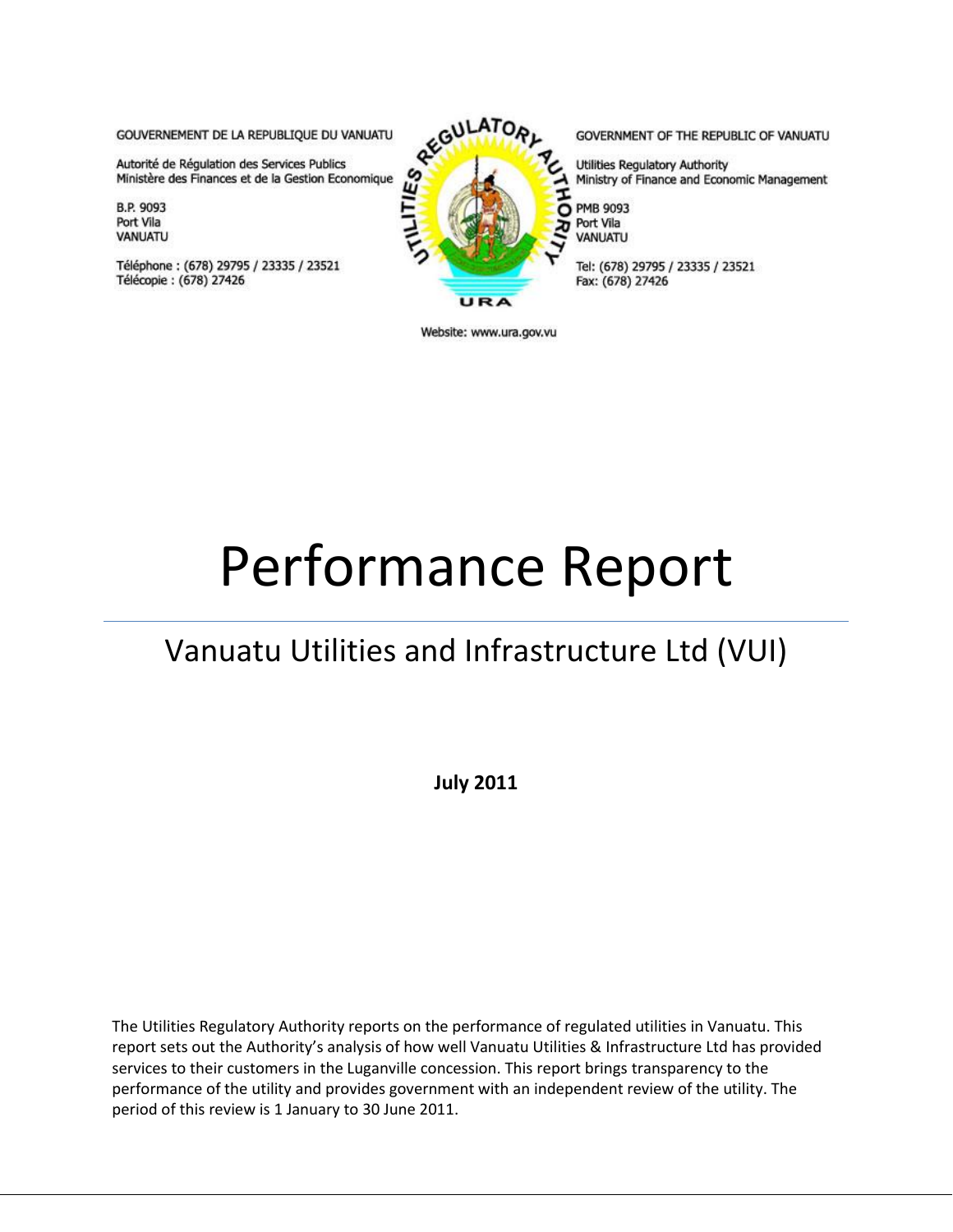GOUVERNEMENT DE LA REPUBLIQUE DU VANUATU

Autorité de Régulation des Services Publics
Ministère des Finances et de la Gestion Economique

B.P. 9093
Port Vila
VANUATU

Téléphone : (678) 29795 / 23335 / 23521
Télécopie : (678) 27426

GOVERNMENT OF THE REPUBLIC OF VANUATU

Utilities Regulatory Authority
Ministry of Finance and Economic Management

PMB 9093
Port Vila
VANUATU

Tel: (678) 29795 / 23335 / 23521
Fax: (678) 27426

UTILITIES REGULATORY AUTHORITY

URA

Website: www.ura.gov.vu

# Performance Report

## Vanuatu Utilities and Infrastructure Ltd (VUI)

**July 2011**

The Utilities Regulatory Authority reports on the performance of regulated utilities in Vanuatu. This report sets out the Authority's analysis of how well Vanuatu Utilities & Infrastructure Ltd has provided services to their customers in the Luganville concession. This report brings transparency to the performance of the utility and provides government with an independent review of the utility. The period of this review is 1 January to 30 June 2011.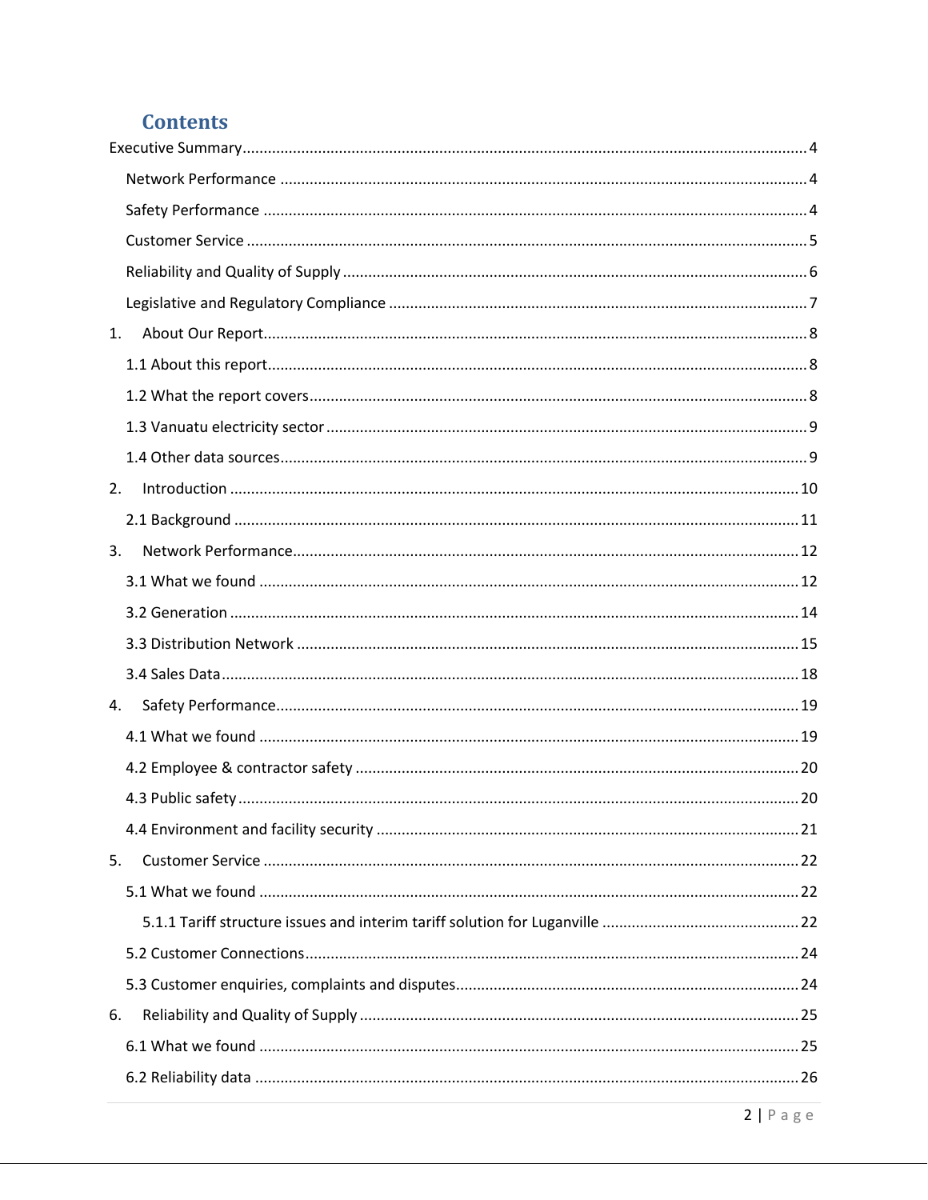# Contents

Executive Summary ..... 4

Network Performance ..... 4

Safety Performance ..... 4

Customer Service ..... 5

Reliability and Quality of Supply ..... 6

Legislative and Regulatory Compliance ..... 7

1. About Our Report ..... 8

1.1 About this report ..... 8

1.2 What the report covers ..... 8

1.3 Vanuatu electricity sector ..... 9

1.4 Other data sources ..... 9

2. Introduction ..... 10

2.1 Background ..... 11

3. Network Performance ..... 12

3.1 What we found ..... 12

3.2 Generation ..... 14

3.3 Distribution Network ..... 15

3.4 Sales Data ..... 18

4. Safety Performance ..... 19

4.1 What we found ..... 19

4.2 Employee & contractor safety ..... 20

4.3 Public safety ..... 20

4.4 Environment and facility security ..... 21

5. Customer Service ..... 22

5.1 What we found ..... 22

5.1.1 Tariff structure issues and interim tariff solution for Luganville ..... 22

5.2 Customer Connections ..... 24

5.3 Customer enquiries, complaints and disputes ..... 24

6. Reliability and Quality of Supply ..... 25

6.1 What we found ..... 25

6.2 Reliability data ..... 26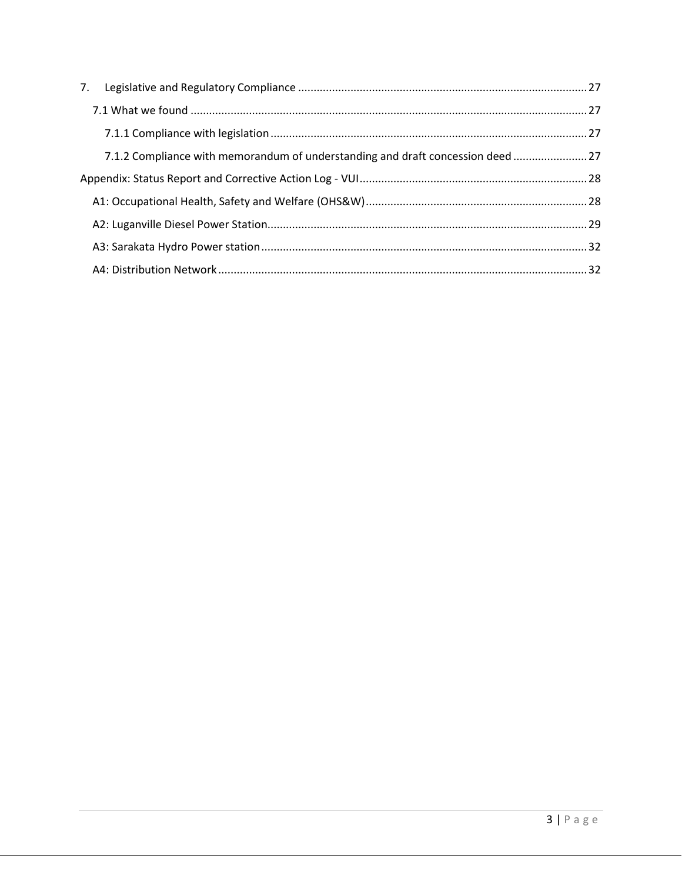7. Legislative and Regulatory Compliance ........ 27

  7.1 What we found ........ 27

    7.1.1 Compliance with legislation ........ 27

    7.1.2 Compliance with memorandum of understanding and draft concession deed ........ 27

Appendix: Status Report and Corrective Action Log - VUI ........ 28

  A1: Occupational Health, Safety and Welfare (OHS&W) ........ 28

  A2: Luganville Diesel Power Station ........ 29

  A3: Sarakata Hydro Power station ........ 32

  A4: Distribution Network ........ 32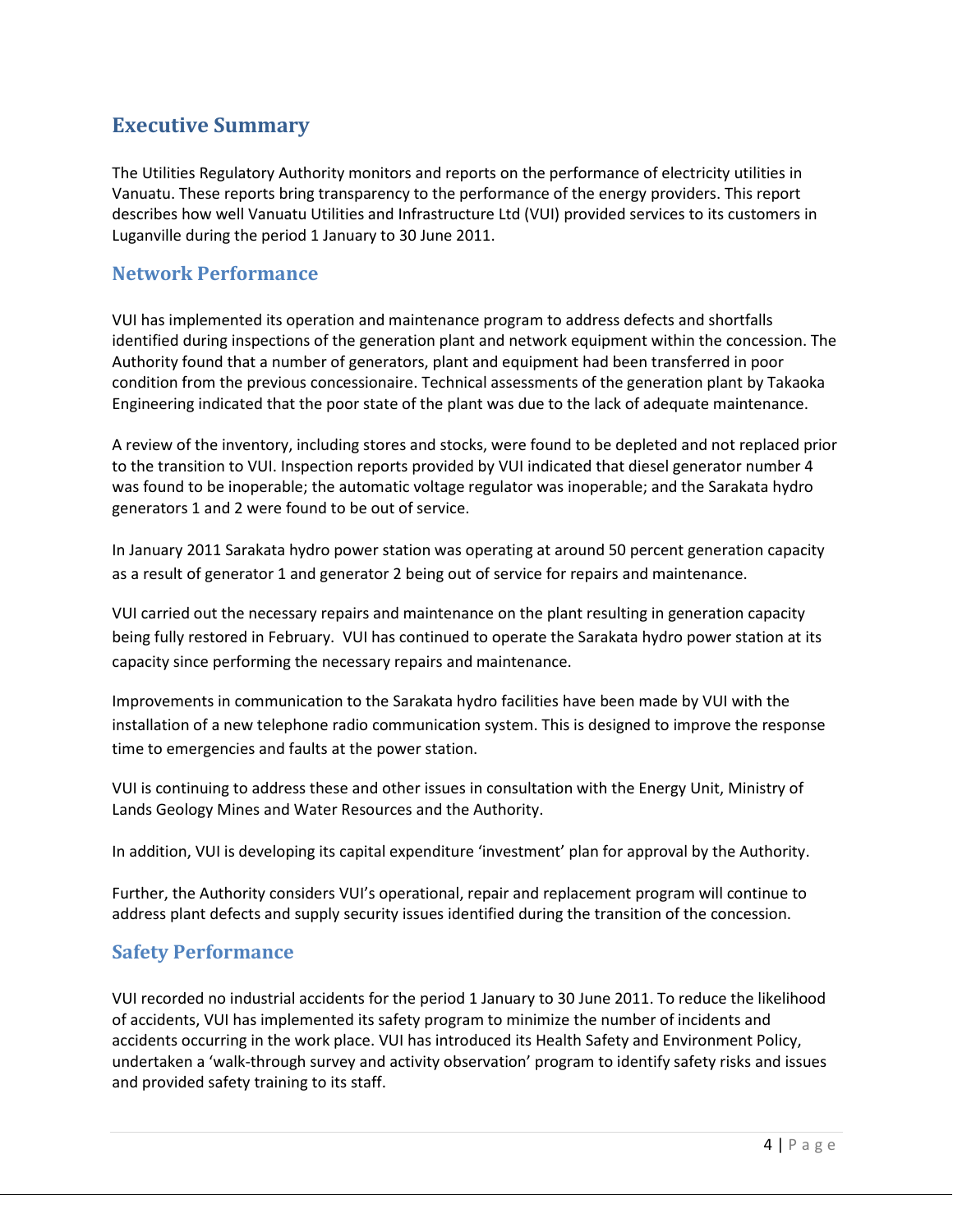## Executive Summary

The Utilities Regulatory Authority monitors and reports on the performance of electricity utilities in Vanuatu. These reports bring transparency to the performance of the energy providers. This report describes how well Vanuatu Utilities and Infrastructure Ltd (VUI) provided services to its customers in Luganville during the period 1 January to 30 June 2011.

### Network Performance

VUI has implemented its operation and maintenance program to address defects and shortfalls identified during inspections of the generation plant and network equipment within the concession. The Authority found that a number of generators, plant and equipment had been transferred in poor condition from the previous concessionaire. Technical assessments of the generation plant by Takaoka Engineering indicated that the poor state of the plant was due to the lack of adequate maintenance.

A review of the inventory, including stores and stocks, were found to be depleted and not replaced prior to the transition to VUI. Inspection reports provided by VUI indicated that diesel generator number 4 was found to be inoperable; the automatic voltage regulator was inoperable; and the Sarakata hydro generators 1 and 2 were found to be out of service.

In January 2011 Sarakata hydro power station was operating at around 50 percent generation capacity as a result of generator 1 and generator 2 being out of service for repairs and maintenance.

VUI carried out the necessary repairs and maintenance on the plant resulting in generation capacity being fully restored in February. VUI has continued to operate the Sarakata hydro power station at its capacity since performing the necessary repairs and maintenance.

Improvements in communication to the Sarakata hydro facilities have been made by VUI with the installation of a new telephone radio communication system. This is designed to improve the response time to emergencies and faults at the power station.

VUI is continuing to address these and other issues in consultation with the Energy Unit, Ministry of Lands Geology Mines and Water Resources and the Authority.

In addition, VUI is developing its capital expenditure 'investment' plan for approval by the Authority.

Further, the Authority considers VUI's operational, repair and replacement program will continue to address plant defects and supply security issues identified during the transition of the concession.

### Safety Performance

VUI recorded no industrial accidents for the period 1 January to 30 June 2011. To reduce the likelihood of accidents, VUI has implemented its safety program to minimize the number of incidents and accidents occurring in the work place. VUI has introduced its Health Safety and Environment Policy, undertaken a 'walk-through survey and activity observation' program to identify safety risks and issues and provided safety training to its staff.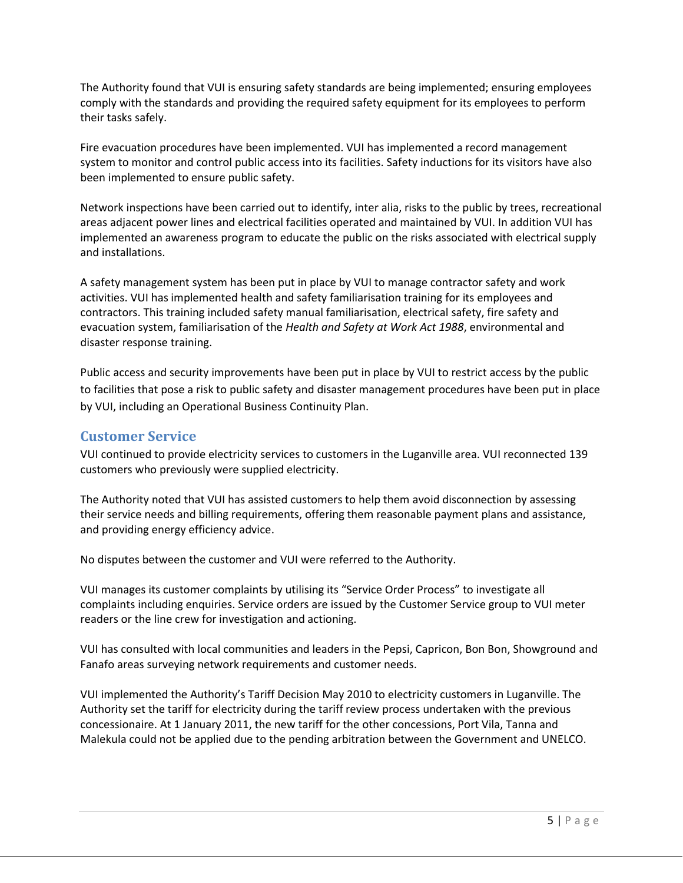The Authority found that VUI is ensuring safety standards are being implemented; ensuring employees comply with the standards and providing the required safety equipment for its employees to perform their tasks safely.

Fire evacuation procedures have been implemented. VUI has implemented a record management system to monitor and control public access into its facilities. Safety inductions for its visitors have also been implemented to ensure public safety.

Network inspections have been carried out to identify, inter alia, risks to the public by trees, recreational areas adjacent power lines and electrical facilities operated and maintained by VUI. In addition VUI has implemented an awareness program to educate the public on the risks associated with electrical supply and installations.

A safety management system has been put in place by VUI to manage contractor safety and work activities. VUI has implemented health and safety familiarisation training for its employees and contractors. This training included safety manual familiarisation, electrical safety, fire safety and evacuation system, familiarisation of the *Health and Safety at Work Act 1988*, environmental and disaster response training.

Public access and security improvements have been put in place by VUI to restrict access by the public to facilities that pose a risk to public safety and disaster management procedures have been put in place by VUI, including an Operational Business Continuity Plan.

## Customer Service

VUI continued to provide electricity services to customers in the Luganville area. VUI reconnected 139 customers who previously were supplied electricity.

The Authority noted that VUI has assisted customers to help them avoid disconnection by assessing their service needs and billing requirements, offering them reasonable payment plans and assistance, and providing energy efficiency advice.

No disputes between the customer and VUI were referred to the Authority.

VUI manages its customer complaints by utilising its "Service Order Process" to investigate all complaints including enquiries. Service orders are issued by the Customer Service group to VUI meter readers or the line crew for investigation and actioning.

VUI has consulted with local communities and leaders in the Pepsi, Capricon, Bon Bon, Showground and Fanafo areas surveying network requirements and customer needs.

VUI implemented the Authority's Tariff Decision May 2010 to electricity customers in Luganville. The Authority set the tariff for electricity during the tariff review process undertaken with the previous concessionaire. At 1 January 2011, the new tariff for the other concessions, Port Vila, Tanna and Malekula could not be applied due to the pending arbitration between the Government and UNELCO.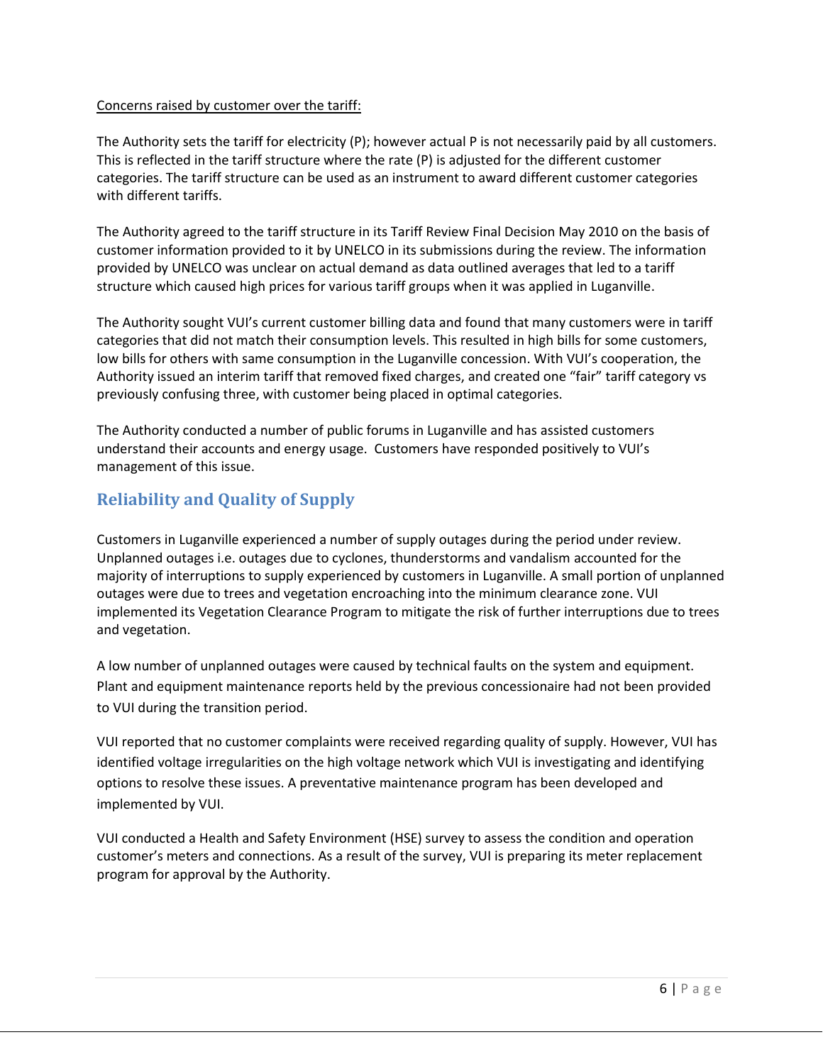<u>Concerns raised by customer over the tariff:</u>

The Authority sets the tariff for electricity (P); however actual P is not necessarily paid by all customers. This is reflected in the tariff structure where the rate (P) is adjusted for the different customer categories. The tariff structure can be used as an instrument to award different customer categories with different tariffs.

The Authority agreed to the tariff structure in its Tariff Review Final Decision May 2010 on the basis of customer information provided to it by UNELCO in its submissions during the review. The information provided by UNELCO was unclear on actual demand as data outlined averages that led to a tariff structure which caused high prices for various tariff groups when it was applied in Luganville.

The Authority sought VUI's current customer billing data and found that many customers were in tariff categories that did not match their consumption levels. This resulted in high bills for some customers, low bills for others with same consumption in the Luganville concession. With VUI's cooperation, the Authority issued an interim tariff that removed fixed charges, and created one "fair" tariff category vs previously confusing three, with customer being placed in optimal categories.

The Authority conducted a number of public forums in Luganville and has assisted customers understand their accounts and energy usage. Customers have responded positively to VUI's management of this issue.

## Reliability and Quality of Supply

Customers in Luganville experienced a number of supply outages during the period under review. Unplanned outages i.e. outages due to cyclones, thunderstorms and vandalism accounted for the majority of interruptions to supply experienced by customers in Luganville. A small portion of unplanned outages were due to trees and vegetation encroaching into the minimum clearance zone. VUI implemented its Vegetation Clearance Program to mitigate the risk of further interruptions due to trees and vegetation.

A low number of unplanned outages were caused by technical faults on the system and equipment. Plant and equipment maintenance reports held by the previous concessionaire had not been provided to VUI during the transition period.

VUI reported that no customer complaints were received regarding quality of supply. However, VUI has identified voltage irregularities on the high voltage network which VUI is investigating and identifying options to resolve these issues. A preventative maintenance program has been developed and implemented by VUI.

VUI conducted a Health and Safety Environment (HSE) survey to assess the condition and operation customer's meters and connections. As a result of the survey, VUI is preparing its meter replacement program for approval by the Authority.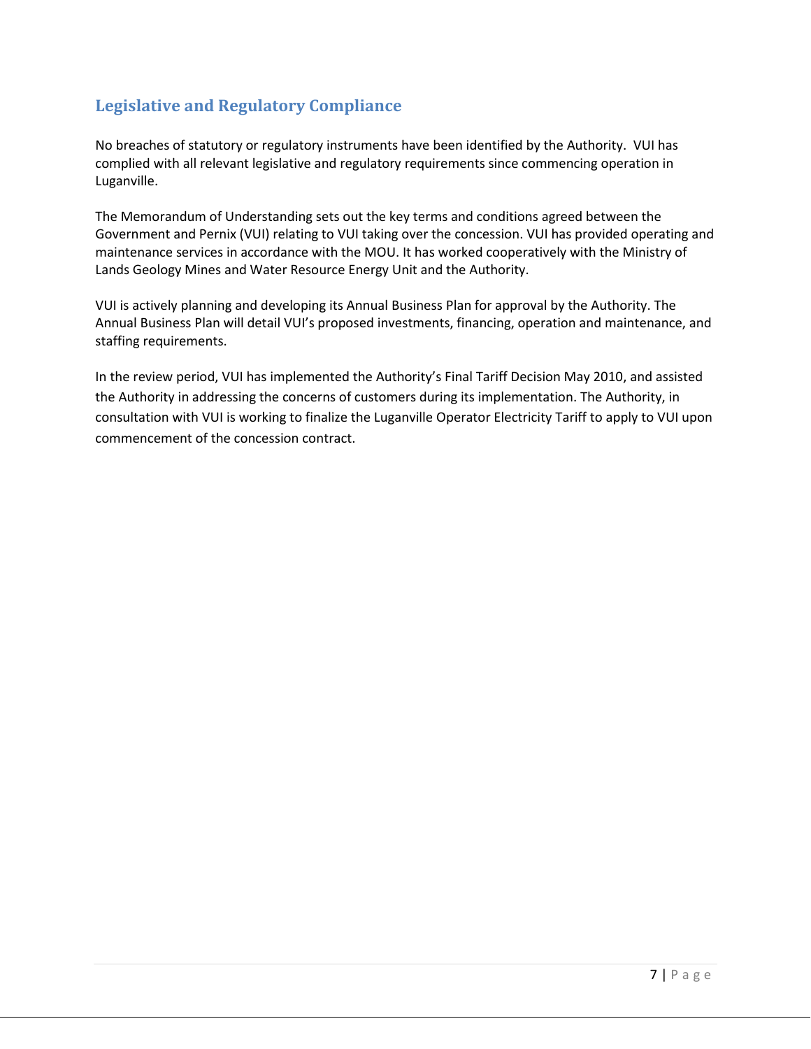## Legislative and Regulatory Compliance

No breaches of statutory or regulatory instruments have been identified by the Authority. VUI has complied with all relevant legislative and regulatory requirements since commencing operation in Luganville.

The Memorandum of Understanding sets out the key terms and conditions agreed between the Government and Pernix (VUI) relating to VUI taking over the concession. VUI has provided operating and maintenance services in accordance with the MOU. It has worked cooperatively with the Ministry of Lands Geology Mines and Water Resource Energy Unit and the Authority.

VUI is actively planning and developing its Annual Business Plan for approval by the Authority. The Annual Business Plan will detail VUI's proposed investments, financing, operation and maintenance, and staffing requirements.

In the review period, VUI has implemented the Authority's Final Tariff Decision May 2010, and assisted the Authority in addressing the concerns of customers during its implementation. The Authority, in consultation with VUI is working to finalize the Luganville Operator Electricity Tariff to apply to VUI upon commencement of the concession contract.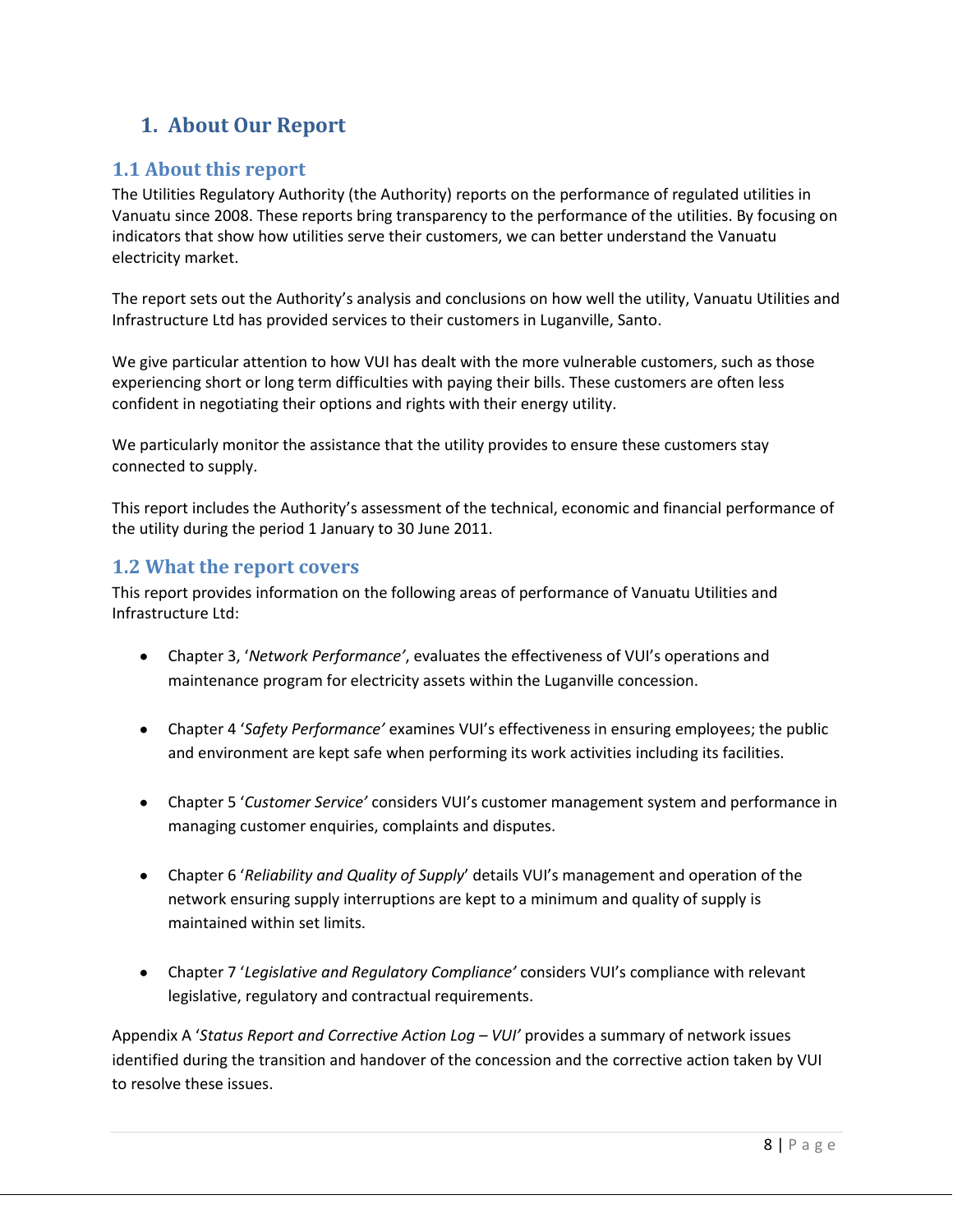# 1. About Our Report

## 1.1 About this report

The Utilities Regulatory Authority (the Authority) reports on the performance of regulated utilities in Vanuatu since 2008. These reports bring transparency to the performance of the utilities. By focusing on indicators that show how utilities serve their customers, we can better understand the Vanuatu electricity market.

The report sets out the Authority's analysis and conclusions on how well the utility, Vanuatu Utilities and Infrastructure Ltd has provided services to their customers in Luganville, Santo.

We give particular attention to how VUI has dealt with the more vulnerable customers, such as those experiencing short or long term difficulties with paying their bills. These customers are often less confident in negotiating their options and rights with their energy utility.

We particularly monitor the assistance that the utility provides to ensure these customers stay connected to supply.

This report includes the Authority's assessment of the technical, economic and financial performance of the utility during the period 1 January to 30 June 2011.

## 1.2 What the report covers

This report provides information on the following areas of performance of Vanuatu Utilities and Infrastructure Ltd:

- Chapter 3, '*Network Performance'*, evaluates the effectiveness of VUI's operations and maintenance program for electricity assets within the Luganville concession.
- Chapter 4 '*Safety Performance'* examines VUI's effectiveness in ensuring employees; the public and environment are kept safe when performing its work activities including its facilities.
- Chapter 5 '*Customer Service'* considers VUI's customer management system and performance in managing customer enquiries, complaints and disputes.
- Chapter 6 '*Reliability and Quality of Supply*' details VUI's management and operation of the network ensuring supply interruptions are kept to a minimum and quality of supply is maintained within set limits.
- Chapter 7 '*Legislative and Regulatory Compliance'* considers VUI's compliance with relevant legislative, regulatory and contractual requirements.

Appendix A '*Status Report and Corrective Action Log – VUI'* provides a summary of network issues identified during the transition and handover of the concession and the corrective action taken by VUI to resolve these issues.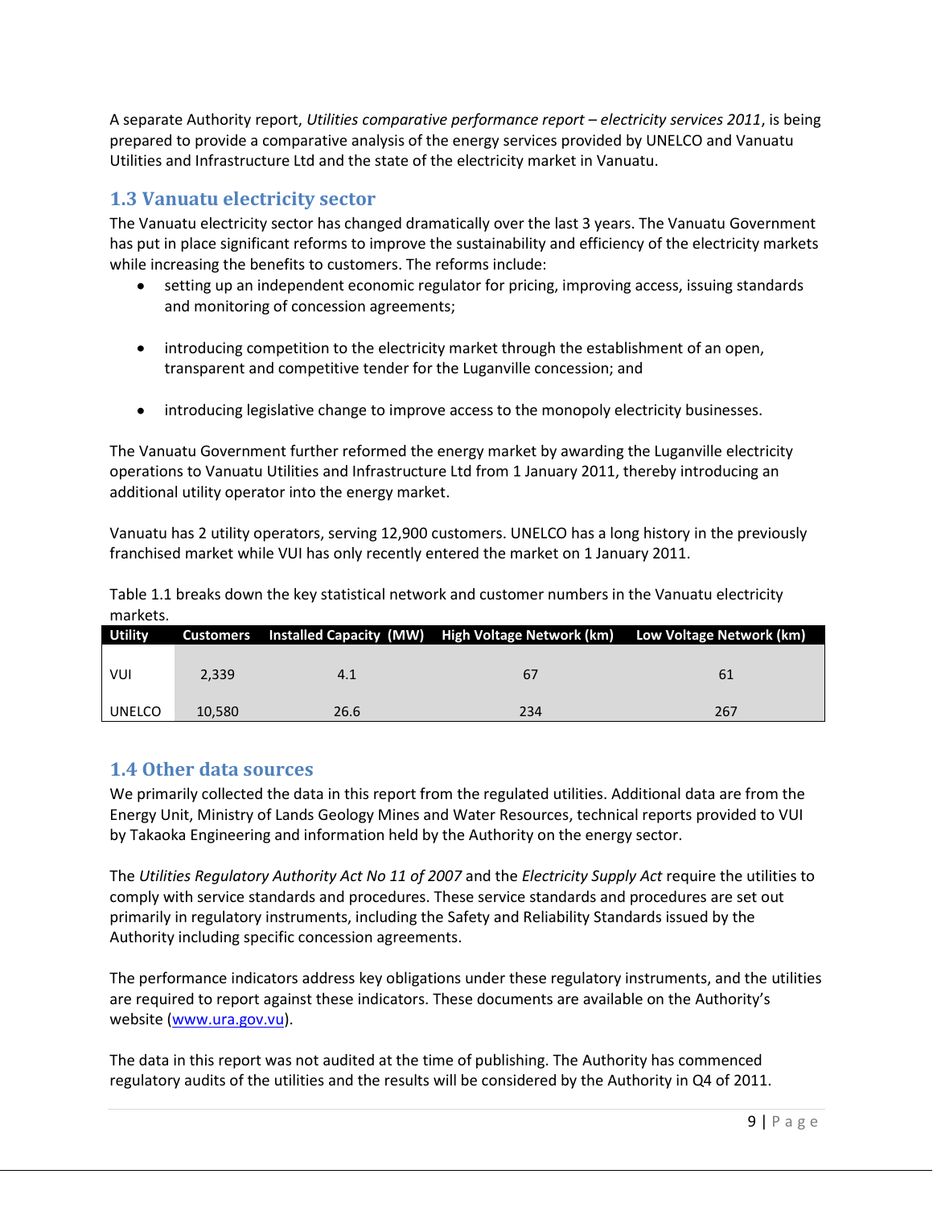A separate Authority report, *Utilities comparative performance report – electricity services 2011*, is being prepared to provide a comparative analysis of the energy services provided by UNELCO and Vanuatu Utilities and Infrastructure Ltd and the state of the electricity market in Vanuatu.

## 1.3 Vanuatu electricity sector

The Vanuatu electricity sector has changed dramatically over the last 3 years. The Vanuatu Government has put in place significant reforms to improve the sustainability and efficiency of the electricity markets while increasing the benefits to customers. The reforms include:

- setting up an independent economic regulator for pricing, improving access, issuing standards and monitoring of concession agreements;
- introducing competition to the electricity market through the establishment of an open, transparent and competitive tender for the Luganville concession; and
- introducing legislative change to improve access to the monopoly electricity businesses.

The Vanuatu Government further reformed the energy market by awarding the Luganville electricity operations to Vanuatu Utilities and Infrastructure Ltd from 1 January 2011, thereby introducing an additional utility operator into the energy market.

Vanuatu has 2 utility operators, serving 12,900 customers. UNELCO has a long history in the previously franchised market while VUI has only recently entered the market on 1 January 2011.

Table 1.1 breaks down the key statistical network and customer numbers in the Vanuatu electricity markets.

| Utility | Customers | Installed Capacity (MW) | High Voltage Network (km) | Low Voltage Network (km) |
|---|---|---|---|---|
| VUI | 2,339 | 4.1 | 67 | 61 |
| UNELCO | 10,580 | 26.6 | 234 | 267 |

## 1.4 Other data sources

We primarily collected the data in this report from the regulated utilities. Additional data are from the Energy Unit, Ministry of Lands Geology Mines and Water Resources, technical reports provided to VUI by Takaoka Engineering and information held by the Authority on the energy sector.

The *Utilities Regulatory Authority Act No 11 of 2007* and the *Electricity Supply Act* require the utilities to comply with service standards and procedures. These service standards and procedures are set out primarily in regulatory instruments, including the Safety and Reliability Standards issued by the Authority including specific concession agreements.

The performance indicators address key obligations under these regulatory instruments, and the utilities are required to report against these indicators. These documents are available on the Authority's website (www.ura.gov.vu).

The data in this report was not audited at the time of publishing. The Authority has commenced regulatory audits of the utilities and the results will be considered by the Authority in Q4 of 2011.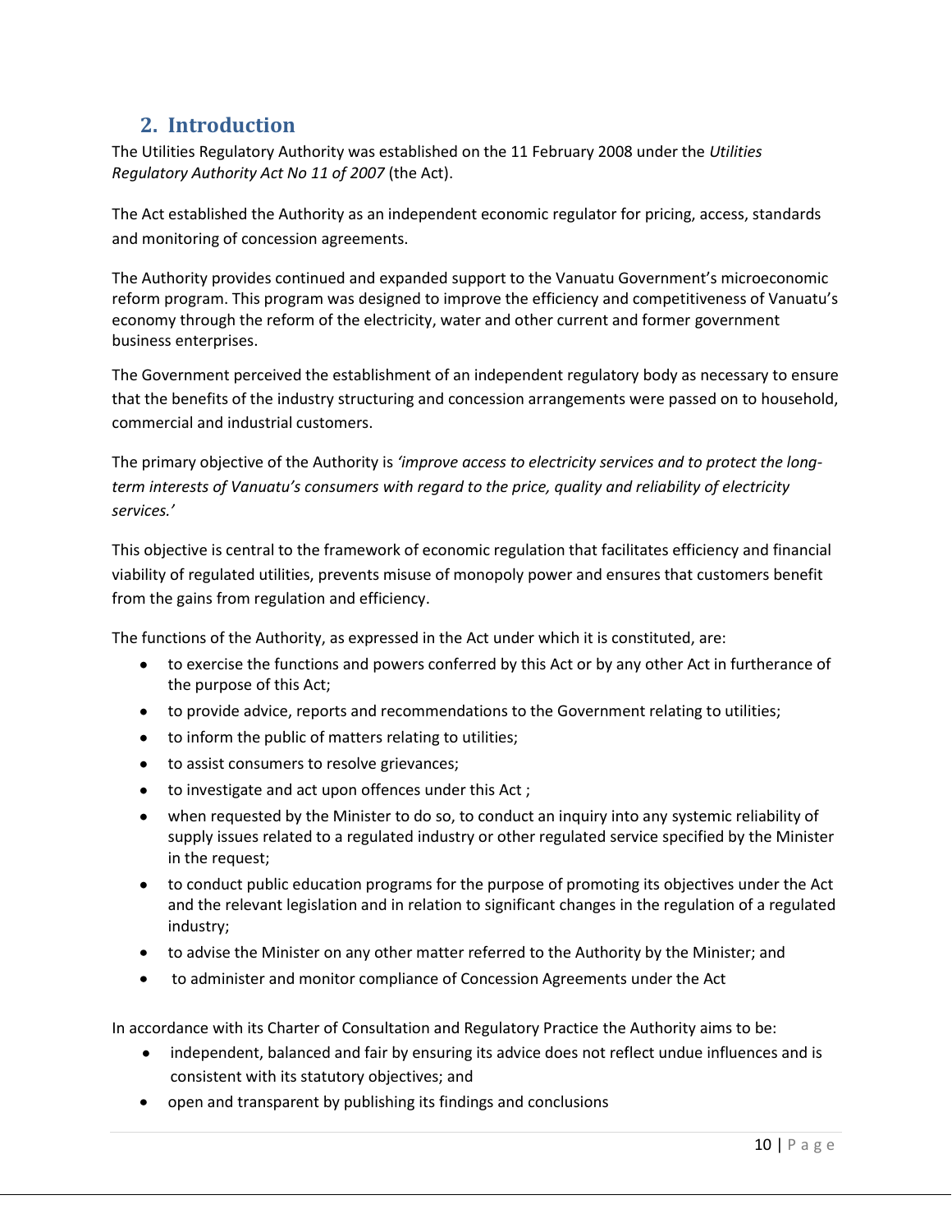## 2. Introduction

The Utilities Regulatory Authority was established on the 11 February 2008 under the *Utilities Regulatory Authority Act No 11 of 2007* (the Act).

The Act established the Authority as an independent economic regulator for pricing, access, standards and monitoring of concession agreements.

The Authority provides continued and expanded support to the Vanuatu Government's microeconomic reform program. This program was designed to improve the efficiency and competitiveness of Vanuatu's economy through the reform of the electricity, water and other current and former government business enterprises.

The Government perceived the establishment of an independent regulatory body as necessary to ensure that the benefits of the industry structuring and concession arrangements were passed on to household, commercial and industrial customers.

The primary objective of the Authority is *'improve access to electricity services and to protect the long-term interests of Vanuatu's consumers with regard to the price, quality and reliability of electricity services.'*

This objective is central to the framework of economic regulation that facilitates efficiency and financial viability of regulated utilities, prevents misuse of monopoly power and ensures that customers benefit from the gains from regulation and efficiency.

The functions of the Authority, as expressed in the Act under which it is constituted, are:

- to exercise the functions and powers conferred by this Act or by any other Act in furtherance of the purpose of this Act;
- to provide advice, reports and recommendations to the Government relating to utilities;
- to inform the public of matters relating to utilities;
- to assist consumers to resolve grievances;
- to investigate and act upon offences under this Act ;
- when requested by the Minister to do so, to conduct an inquiry into any systemic reliability of supply issues related to a regulated industry or other regulated service specified by the Minister in the request;
- to conduct public education programs for the purpose of promoting its objectives under the Act and the relevant legislation and in relation to significant changes in the regulation of a regulated industry;
- to advise the Minister on any other matter referred to the Authority by the Minister; and
- to administer and monitor compliance of Concession Agreements under the Act

In accordance with its Charter of Consultation and Regulatory Practice the Authority aims to be:

- independent, balanced and fair by ensuring its advice does not reflect undue influences and is consistent with its statutory objectives; and
- open and transparent by publishing its findings and conclusions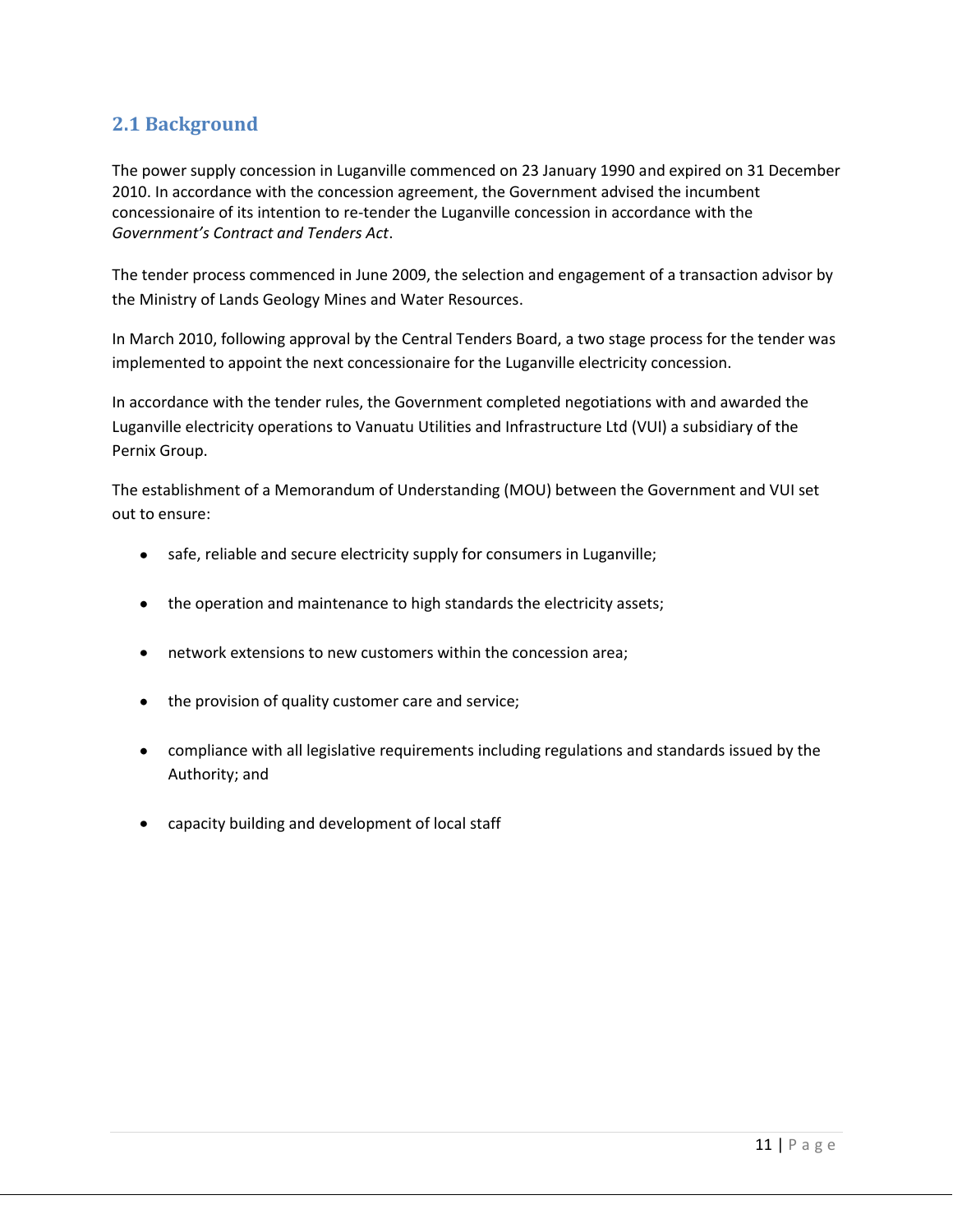## 2.1 Background

The power supply concession in Luganville commenced on 23 January 1990 and expired on 31 December 2010. In accordance with the concession agreement, the Government advised the incumbent concessionaire of its intention to re-tender the Luganville concession in accordance with the *Government's Contract and Tenders Act*.

The tender process commenced in June 2009, the selection and engagement of a transaction advisor by the Ministry of Lands Geology Mines and Water Resources.

In March 2010, following approval by the Central Tenders Board, a two stage process for the tender was implemented to appoint the next concessionaire for the Luganville electricity concession.

In accordance with the tender rules, the Government completed negotiations with and awarded the Luganville electricity operations to Vanuatu Utilities and Infrastructure Ltd (VUI) a subsidiary of the Pernix Group.

The establishment of a Memorandum of Understanding (MOU) between the Government and VUI set out to ensure:

- safe, reliable and secure electricity supply for consumers in Luganville;
- the operation and maintenance to high standards the electricity assets;
- network extensions to new customers within the concession area;
- the provision of quality customer care and service;
- compliance with all legislative requirements including regulations and standards issued by the Authority; and
- capacity building and development of local staff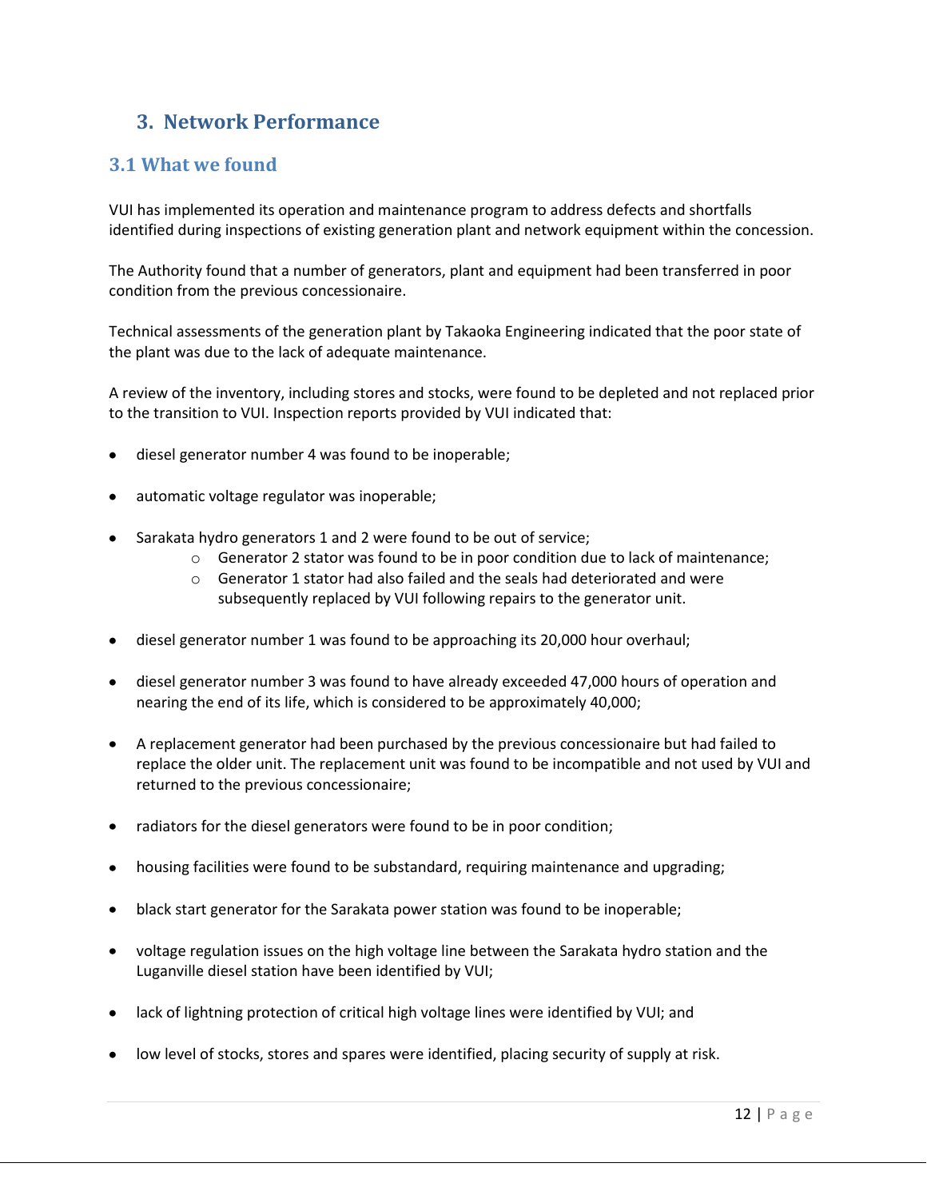# 3. Network Performance

## 3.1 What we found

VUI has implemented its operation and maintenance program to address defects and shortfalls identified during inspections of existing generation plant and network equipment within the concession.

The Authority found that a number of generators, plant and equipment had been transferred in poor condition from the previous concessionaire.

Technical assessments of the generation plant by Takaoka Engineering indicated that the poor state of the plant was due to the lack of adequate maintenance.

A review of the inventory, including stores and stocks, were found to be depleted and not replaced prior to the transition to VUI. Inspection reports provided by VUI indicated that:

- diesel generator number 4 was found to be inoperable;
- automatic voltage regulator was inoperable;
- Sarakata hydro generators 1 and 2 were found to be out of service;
  - Generator 2 stator was found to be in poor condition due to lack of maintenance;
  - Generator 1 stator had also failed and the seals had deteriorated and were subsequently replaced by VUI following repairs to the generator unit.
- diesel generator number 1 was found to be approaching its 20,000 hour overhaul;
- diesel generator number 3 was found to have already exceeded 47,000 hours of operation and nearing the end of its life, which is considered to be approximately 40,000;
- A replacement generator had been purchased by the previous concessionaire but had failed to replace the older unit. The replacement unit was found to be incompatible and not used by VUI and returned to the previous concessionaire;
- radiators for the diesel generators were found to be in poor condition;
- housing facilities were found to be substandard, requiring maintenance and upgrading;
- black start generator for the Sarakata power station was found to be inoperable;
- voltage regulation issues on the high voltage line between the Sarakata hydro station and the Luganville diesel station have been identified by VUI;
- lack of lightning protection of critical high voltage lines were identified by VUI; and
- low level of stocks, stores and spares were identified, placing security of supply at risk.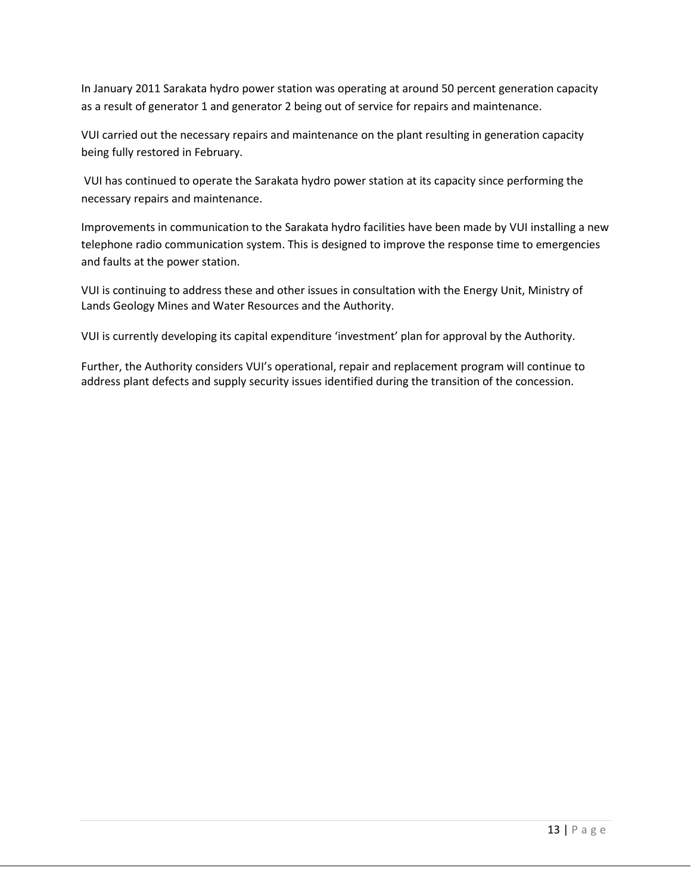In January 2011 Sarakata hydro power station was operating at around 50 percent generation capacity as a result of generator 1 and generator 2 being out of service for repairs and maintenance.

VUI carried out the necessary repairs and maintenance on the plant resulting in generation capacity being fully restored in February.

VUI has continued to operate the Sarakata hydro power station at its capacity since performing the necessary repairs and maintenance.

Improvements in communication to the Sarakata hydro facilities have been made by VUI installing a new telephone radio communication system. This is designed to improve the response time to emergencies and faults at the power station.

VUI is continuing to address these and other issues in consultation with the Energy Unit, Ministry of Lands Geology Mines and Water Resources and the Authority.

VUI is currently developing its capital expenditure 'investment' plan for approval by the Authority.

Further, the Authority considers VUI's operational, repair and replacement program will continue to address plant defects and supply security issues identified during the transition of the concession.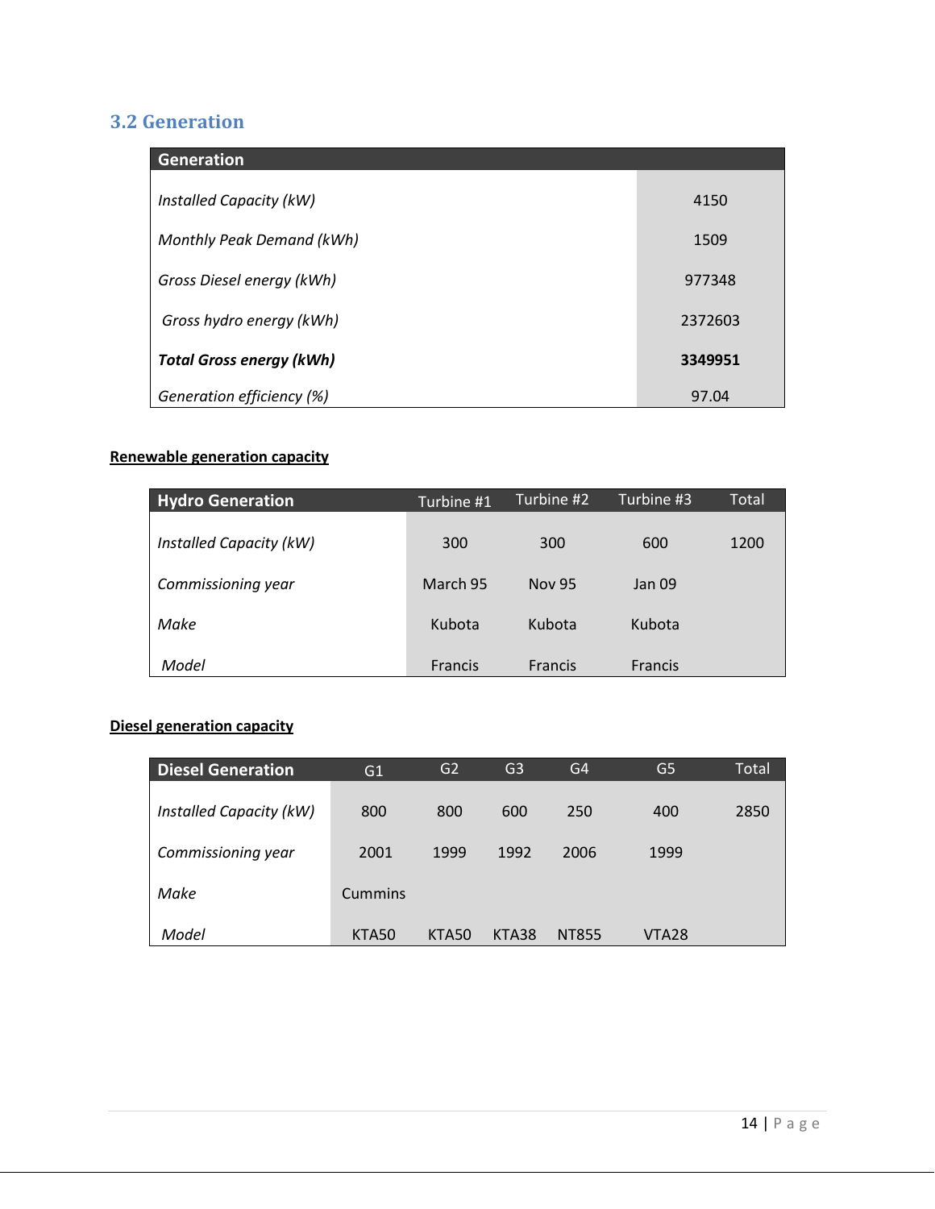## 3.2 Generation

| Generation | |
|---|---|
| *Installed Capacity (kW)* | 4150 |
| *Monthly Peak Demand (kWh)* | 1509 |
| *Gross Diesel energy (kWh)* | 977348 |
| *Gross hydro energy (kWh)* | 2372603 |
| ***Total Gross energy (kWh)*** | **3349951** |
| *Generation efficiency (%)* | 97.04 |

**Renewable generation capacity**

| Hydro Generation | Turbine #1 | Turbine #2 | Turbine #3 | Total |
|---|---|---|---|---|
| *Installed Capacity (kW)* | 300 | 300 | 600 | 1200 |
| *Commissioning year* | March 95 | Nov 95 | Jan 09 | |
| *Make* | Kubota | Kubota | Kubota | |
| *Model* | Francis | Francis | Francis | |

**Diesel generation capacity**

| Diesel Generation | G1 | G2 | G3 | G4 | G5 | Total |
|---|---|---|---|---|---|---|
| *Installed Capacity (kW)* | 800 | 800 | 600 | 250 | 400 | 2850 |
| *Commissioning year* | 2001 | 1999 | 1992 | 2006 | 1999 | |
| *Make* | Cummins | | | | | |
| *Model* | KTA50 | KTA50 | KTA38 | NT855 | VTA28 | |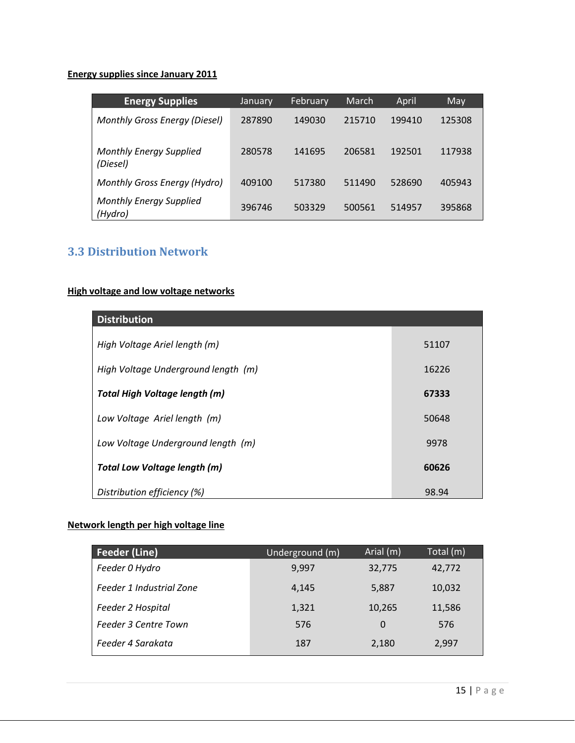**Energy supplies since January 2011**

| Energy Supplies | January | February | March | April | May |
|---|---|---|---|---|---|
| *Monthly Gross Energy (Diesel)* | 287890 | 149030 | 215710 | 199410 | 125308 |
| *Monthly Energy Supplied (Diesel)* | 280578 | 141695 | 206581 | 192501 | 117938 |
| *Monthly Gross Energy (Hydro)* | 409100 | 517380 | 511490 | 528690 | 405943 |
| *Monthly Energy Supplied (Hydro)* | 396746 | 503329 | 500561 | 514957 | 395868 |

## 3.3 Distribution Network

**High voltage and low voltage networks**

| Distribution | |
|---|---|
| *High Voltage Ariel length (m)* | 51107 |
| *High Voltage Underground length (m)* | 16226 |
| ***Total High Voltage length (m)*** | **67333** |
| *Low Voltage Ariel length (m)* | 50648 |
| *Low Voltage Underground length (m)* | 9978 |
| ***Total Low Voltage length (m)*** | **60626** |
| *Distribution efficiency (%)* | 98.94 |

**Network length per high voltage line**

| Feeder (Line) | Underground (m) | Arial (m) | Total (m) |
|---|---|---|---|
| *Feeder 0 Hydro* | 9,997 | 32,775 | 42,772 |
| *Feeder 1 Industrial Zone* | 4,145 | 5,887 | 10,032 |
| *Feeder 2 Hospital* | 1,321 | 10,265 | 11,586 |
| *Feeder 3 Centre Town* | 576 | 0 | 576 |
| *Feeder 4 Sarakata* | 187 | 2,180 | 2,997 |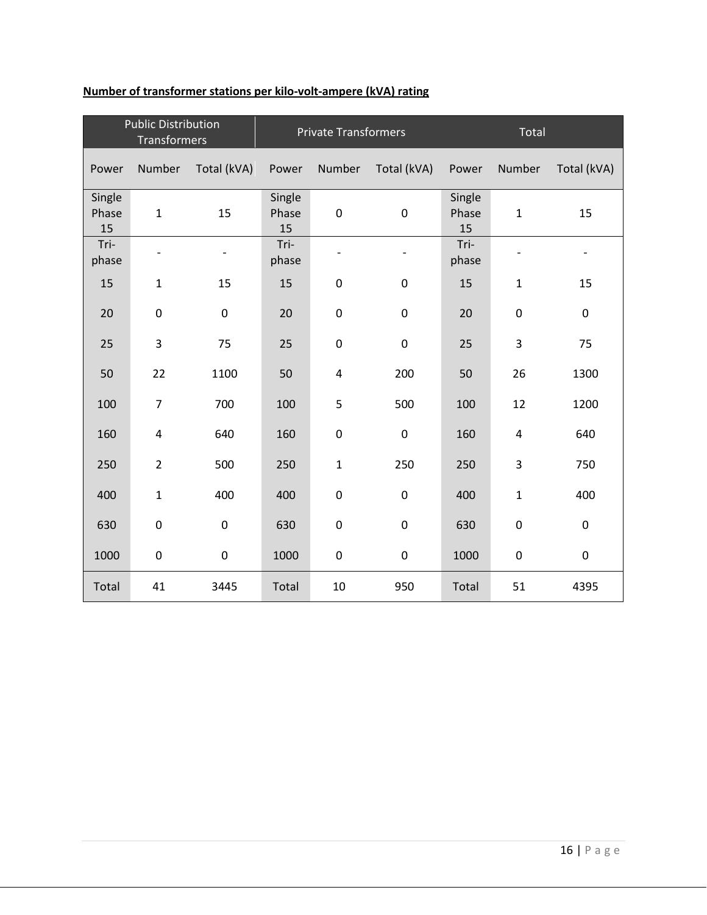**Number of transformer stations per kilo-volt-ampere (kVA) rating**

| Public Distribution Transformers | | | Private Transformers | | | Total | | |
|---|---|---|---|---|---|---|---|---|
| Power | Number | Total (kVA) | Power | Number | Total (kVA) | Power | Number | Total (kVA) |
| Single Phase 15 | 1 | 15 | Single Phase 15 | 0 | 0 | Single Phase 15 | 1 | 15 |
| Tri-phase | - | - | Tri-phase | - | - | Tri-phase | - | - |
| 15 | 1 | 15 | 15 | 0 | 0 | 15 | 1 | 15 |
| 20 | 0 | 0 | 20 | 0 | 0 | 20 | 0 | 0 |
| 25 | 3 | 75 | 25 | 0 | 0 | 25 | 3 | 75 |
| 50 | 22 | 1100 | 50 | 4 | 200 | 50 | 26 | 1300 |
| 100 | 7 | 700 | 100 | 5 | 500 | 100 | 12 | 1200 |
| 160 | 4 | 640 | 160 | 0 | 0 | 160 | 4 | 640 |
| 250 | 2 | 500 | 250 | 1 | 250 | 250 | 3 | 750 |
| 400 | 1 | 400 | 400 | 0 | 0 | 400 | 1 | 400 |
| 630 | 0 | 0 | 630 | 0 | 0 | 630 | 0 | 0 |
| 1000 | 0 | 0 | 1000 | 0 | 0 | 1000 | 0 | 0 |
| Total | 41 | 3445 | Total | 10 | 950 | Total | 51 | 4395 |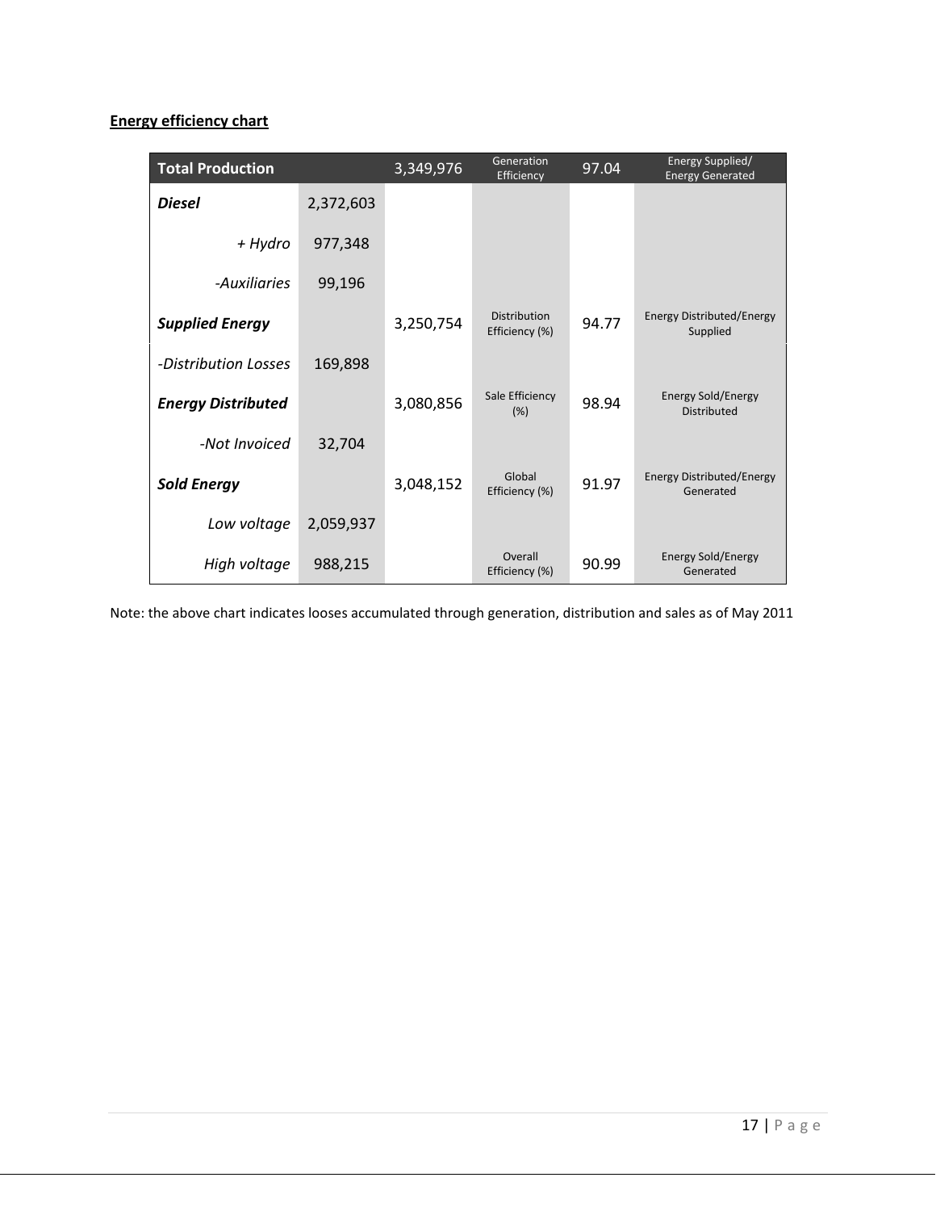**Energy efficiency chart**

| **Total Production** | | 3,349,976 | Generation Efficiency | 97.04 | Energy Supplied/ Energy Generated |
|---|---|---|---|---|---|
| ***Diesel*** | 2,372,603 | | | | |
| *+ Hydro* | 977,348 | | | | |
| *-Auxiliaries* | 99,196 | | | | |
| ***Supplied Energy*** | | 3,250,754 | Distribution Efficiency (%) | 94.77 | Energy Distributed/Energy Supplied |
| *-Distribution Losses* | 169,898 | | | | |
| ***Energy Distributed*** | | 3,080,856 | Sale Efficiency (%) | 98.94 | Energy Sold/Energy Distributed |
| *-Not Invoiced* | 32,704 | | | | |
| ***Sold Energy*** | | 3,048,152 | Global Efficiency (%) | 91.97 | Energy Distributed/Energy Generated |
| *Low voltage* | 2,059,937 | | | | |
| *High voltage* | 988,215 | | Overall Efficiency (%) | 90.99 | Energy Sold/Energy Generated |

Note: the above chart indicates looses accumulated through generation, distribution and sales as of May 2011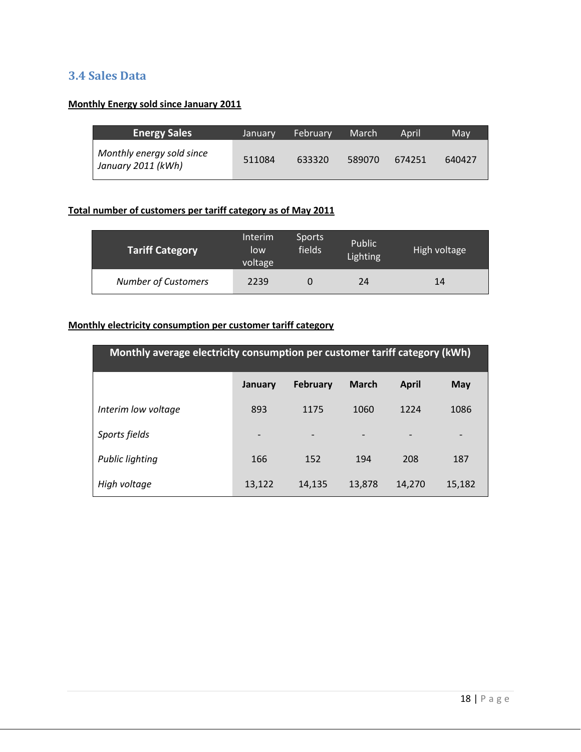### 3.4 Sales Data

**Monthly Energy sold since January 2011**

| Energy Sales | January | February | March | April | May |
|---|---|---|---|---|---|
| *Monthly energy sold since January 2011 (kWh)* | 511084 | 633320 | 589070 | 674251 | 640427 |

**Total number of customers per tariff category as of May 2011**

| Tariff Category | Interim low voltage | Sports fields | Public Lighting | High voltage |
|---|---|---|---|---|
| *Number of Customers* | 2239 | 0 | 24 | 14 |

**Monthly electricity consumption per customer tariff category**

| Monthly average electricity consumption per customer tariff category (kWh) | | | | | |
|---|---|---|---|---|---|
| | **January** | **February** | **March** | **April** | **May** |
| *Interim low voltage* | 893 | 1175 | 1060 | 1224 | 1086 |
| *Sports fields* | - | - | - | - | - |
| *Public lighting* | 166 | 152 | 194 | 208 | 187 |
| *High voltage* | 13,122 | 14,135 | 13,878 | 14,270 | 15,182 |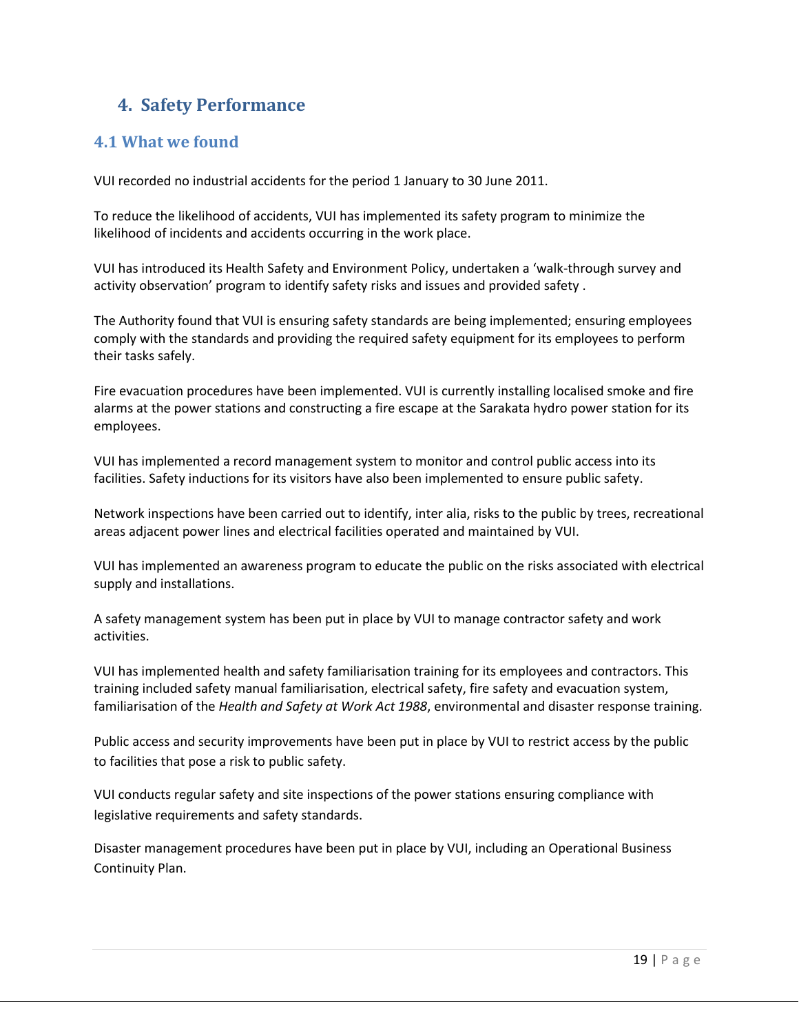# 4. Safety Performance

## 4.1 What we found

VUI recorded no industrial accidents for the period 1 January to 30 June 2011.

To reduce the likelihood of accidents, VUI has implemented its safety program to minimize the likelihood of incidents and accidents occurring in the work place.

VUI has introduced its Health Safety and Environment Policy, undertaken a 'walk-through survey and activity observation' program to identify safety risks and issues and provided safety .

The Authority found that VUI is ensuring safety standards are being implemented; ensuring employees comply with the standards and providing the required safety equipment for its employees to perform their tasks safely.

Fire evacuation procedures have been implemented. VUI is currently installing localised smoke and fire alarms at the power stations and constructing a fire escape at the Sarakata hydro power station for its employees.

VUI has implemented a record management system to monitor and control public access into its facilities. Safety inductions for its visitors have also been implemented to ensure public safety.

Network inspections have been carried out to identify, inter alia, risks to the public by trees, recreational areas adjacent power lines and electrical facilities operated and maintained by VUI.

VUI has implemented an awareness program to educate the public on the risks associated with electrical supply and installations.

A safety management system has been put in place by VUI to manage contractor safety and work activities.

VUI has implemented health and safety familiarisation training for its employees and contractors. This training included safety manual familiarisation, electrical safety, fire safety and evacuation system, familiarisation of the *Health and Safety at Work Act 1988*, environmental and disaster response training.

Public access and security improvements have been put in place by VUI to restrict access by the public to facilities that pose a risk to public safety.

VUI conducts regular safety and site inspections of the power stations ensuring compliance with legislative requirements and safety standards.

Disaster management procedures have been put in place by VUI, including an Operational Business Continuity Plan.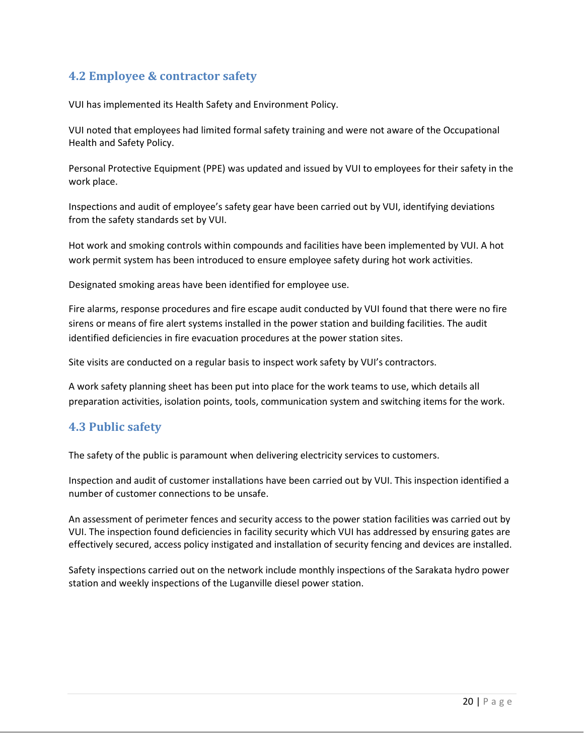## 4.2 Employee & contractor safety

VUI has implemented its Health Safety and Environment Policy.

VUI noted that employees had limited formal safety training and were not aware of the Occupational Health and Safety Policy.

Personal Protective Equipment (PPE) was updated and issued by VUI to employees for their safety in the work place.

Inspections and audit of employee's safety gear have been carried out by VUI, identifying deviations from the safety standards set by VUI.

Hot work and smoking controls within compounds and facilities have been implemented by VUI. A hot work permit system has been introduced to ensure employee safety during hot work activities.

Designated smoking areas have been identified for employee use.

Fire alarms, response procedures and fire escape audit conducted by VUI found that there were no fire sirens or means of fire alert systems installed in the power station and building facilities. The audit identified deficiencies in fire evacuation procedures at the power station sites.

Site visits are conducted on a regular basis to inspect work safety by VUI's contractors.

A work safety planning sheet has been put into place for the work teams to use, which details all preparation activities, isolation points, tools, communication system and switching items for the work.

## 4.3 Public safety

The safety of the public is paramount when delivering electricity services to customers.

Inspection and audit of customer installations have been carried out by VUI. This inspection identified a number of customer connections to be unsafe.

An assessment of perimeter fences and security access to the power station facilities was carried out by VUI. The inspection found deficiencies in facility security which VUI has addressed by ensuring gates are effectively secured, access policy instigated and installation of security fencing and devices are installed.

Safety inspections carried out on the network include monthly inspections of the Sarakata hydro power station and weekly inspections of the Luganville diesel power station.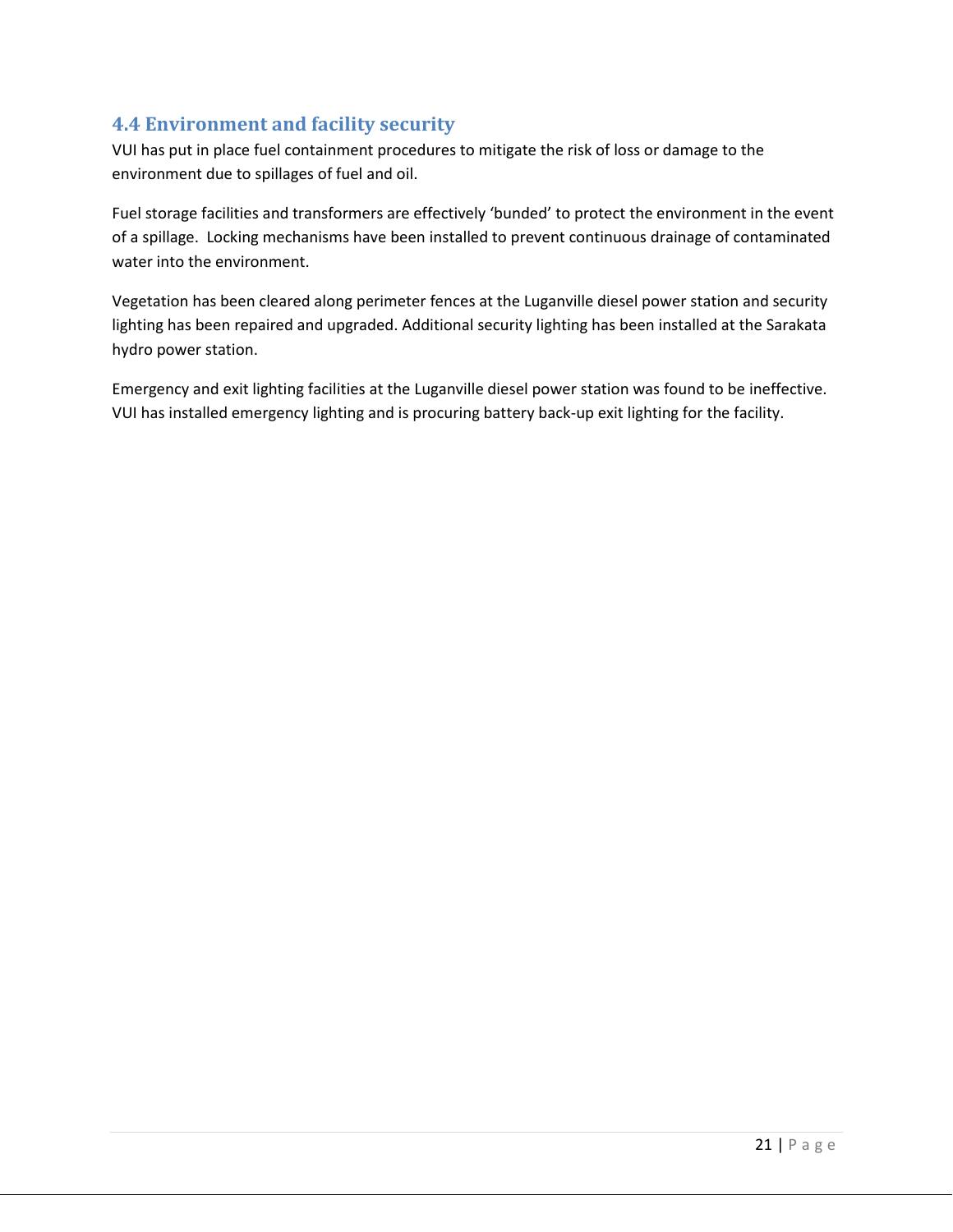## 4.4 Environment and facility security

VUI has put in place fuel containment procedures to mitigate the risk of loss or damage to the environment due to spillages of fuel and oil.

Fuel storage facilities and transformers are effectively 'bunded' to protect the environment in the event of a spillage. Locking mechanisms have been installed to prevent continuous drainage of contaminated water into the environment.

Vegetation has been cleared along perimeter fences at the Luganville diesel power station and security lighting has been repaired and upgraded. Additional security lighting has been installed at the Sarakata hydro power station.

Emergency and exit lighting facilities at the Luganville diesel power station was found to be ineffective. VUI has installed emergency lighting and is procuring battery back-up exit lighting for the facility.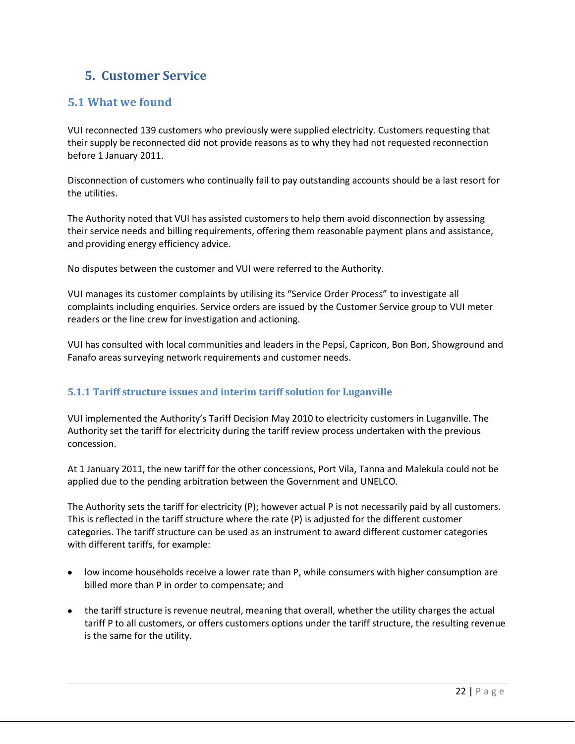# 5. Customer Service

## 5.1 What we found

VUI reconnected 139 customers who previously were supplied electricity. Customers requesting that their supply be reconnected did not provide reasons as to why they had not requested reconnection before 1 January 2011.

Disconnection of customers who continually fail to pay outstanding accounts should be a last resort for the utilities.

The Authority noted that VUI has assisted customers to help them avoid disconnection by assessing their service needs and billing requirements, offering them reasonable payment plans and assistance, and providing energy efficiency advice.

No disputes between the customer and VUI were referred to the Authority.

VUI manages its customer complaints by utilising its "Service Order Process" to investigate all complaints including enquiries. Service orders are issued by the Customer Service group to VUI meter readers or the line crew for investigation and actioning.

VUI has consulted with local communities and leaders in the Pepsi, Capricon, Bon Bon, Showground and Fanafo areas surveying network requirements and customer needs.

### 5.1.1 Tariff structure issues and interim tariff solution for Luganville

VUI implemented the Authority's Tariff Decision May 2010 to electricity customers in Luganville. The Authority set the tariff for electricity during the tariff review process undertaken with the previous concession.

At 1 January 2011, the new tariff for the other concessions, Port Vila, Tanna and Malekula could not be applied due to the pending arbitration between the Government and UNELCO.

The Authority sets the tariff for electricity (P); however actual P is not necessarily paid by all customers. This is reflected in the tariff structure where the rate (P) is adjusted for the different customer categories. The tariff structure can be used as an instrument to award different customer categories with different tariffs, for example:

- low income households receive a lower rate than P, while consumers with higher consumption are billed more than P in order to compensate; and
- the tariff structure is revenue neutral, meaning that overall, whether the utility charges the actual tariff P to all customers, or offers customers options under the tariff structure, the resulting revenue is the same for the utility.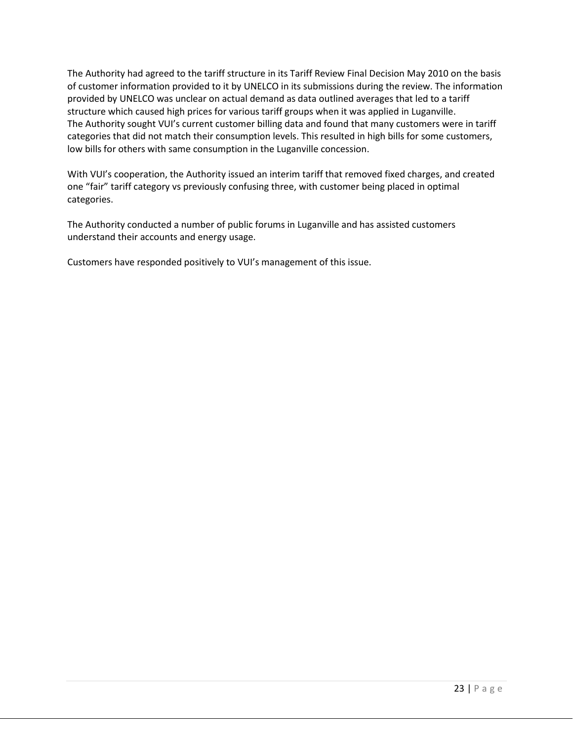The Authority had agreed to the tariff structure in its Tariff Review Final Decision May 2010 on the basis of customer information provided to it by UNELCO in its submissions during the review. The information provided by UNELCO was unclear on actual demand as data outlined averages that led to a tariff structure which caused high prices for various tariff groups when it was applied in Luganville.
The Authority sought VUI's current customer billing data and found that many customers were in tariff categories that did not match their consumption levels. This resulted in high bills for some customers, low bills for others with same consumption in the Luganville concession.

With VUI's cooperation, the Authority issued an interim tariff that removed fixed charges, and created one "fair" tariff category vs previously confusing three, with customer being placed in optimal categories.

The Authority conducted a number of public forums in Luganville and has assisted customers understand their accounts and energy usage.

Customers have responded positively to VUI's management of this issue.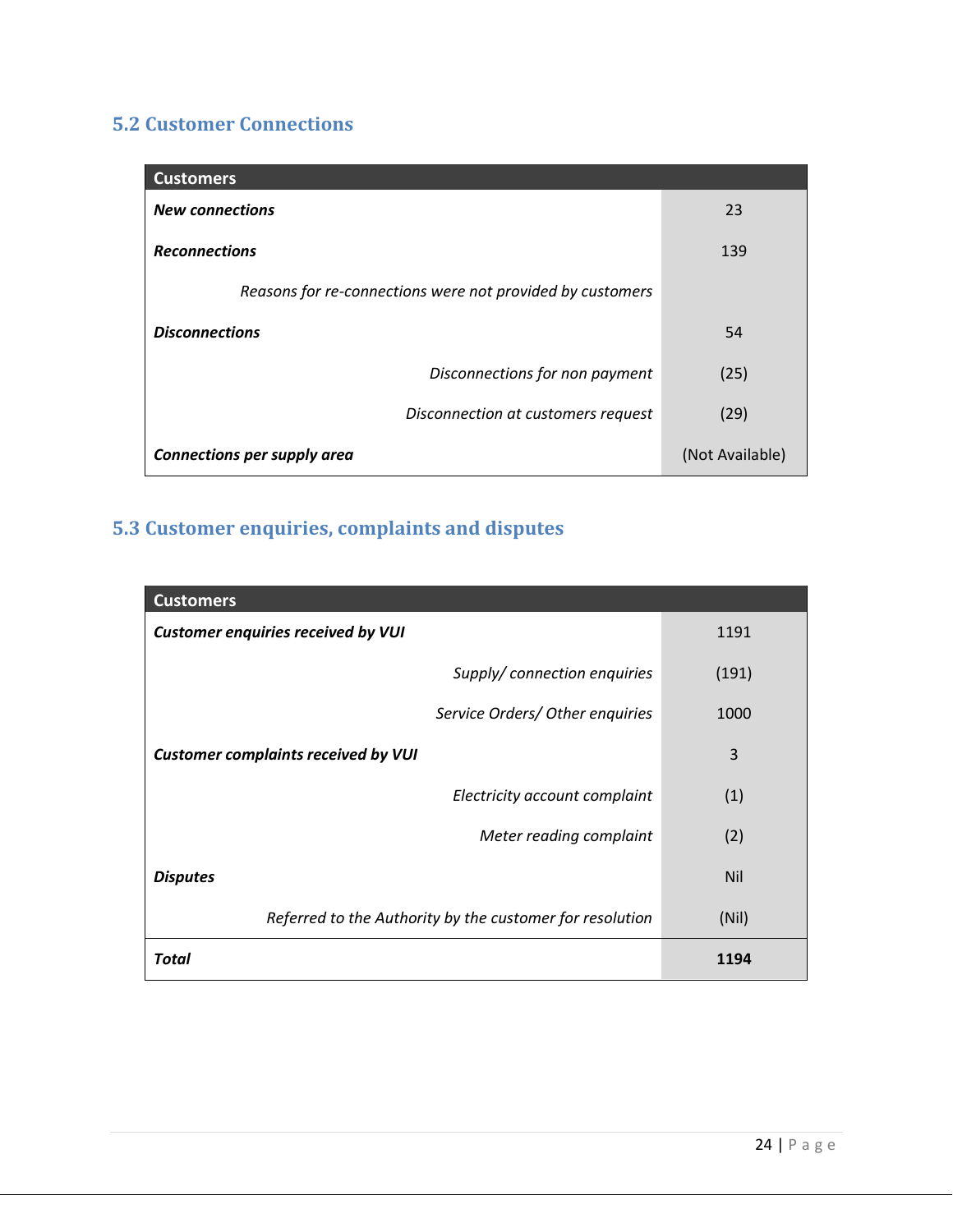## 5.2 Customer Connections

| Customers | |
|---|---|
| ***New connections*** | 23 |
| ***Reconnections*** | 139 |
| *Reasons for re-connections were not provided by customers* | |
| ***Disconnections*** | 54 |
| *Disconnections for non payment* | (25) |
| *Disconnection at customers request* | (29) |
| ***Connections per supply area*** | (Not Available) |

## 5.3 Customer enquiries, complaints and disputes

| Customers | |
|---|---|
| ***Customer enquiries received by VUI*** | 1191 |
| *Supply/ connection enquiries* | (191) |
| *Service Orders/ Other enquiries* | 1000 |
| ***Customer complaints received by VUI*** | 3 |
| *Electricity account complaint* | (1) |
| *Meter reading complaint* | (2) |
| ***Disputes*** | Nil |
| *Referred to the Authority by the customer for resolution* | (Nil) |
| ***Total*** | **1194** |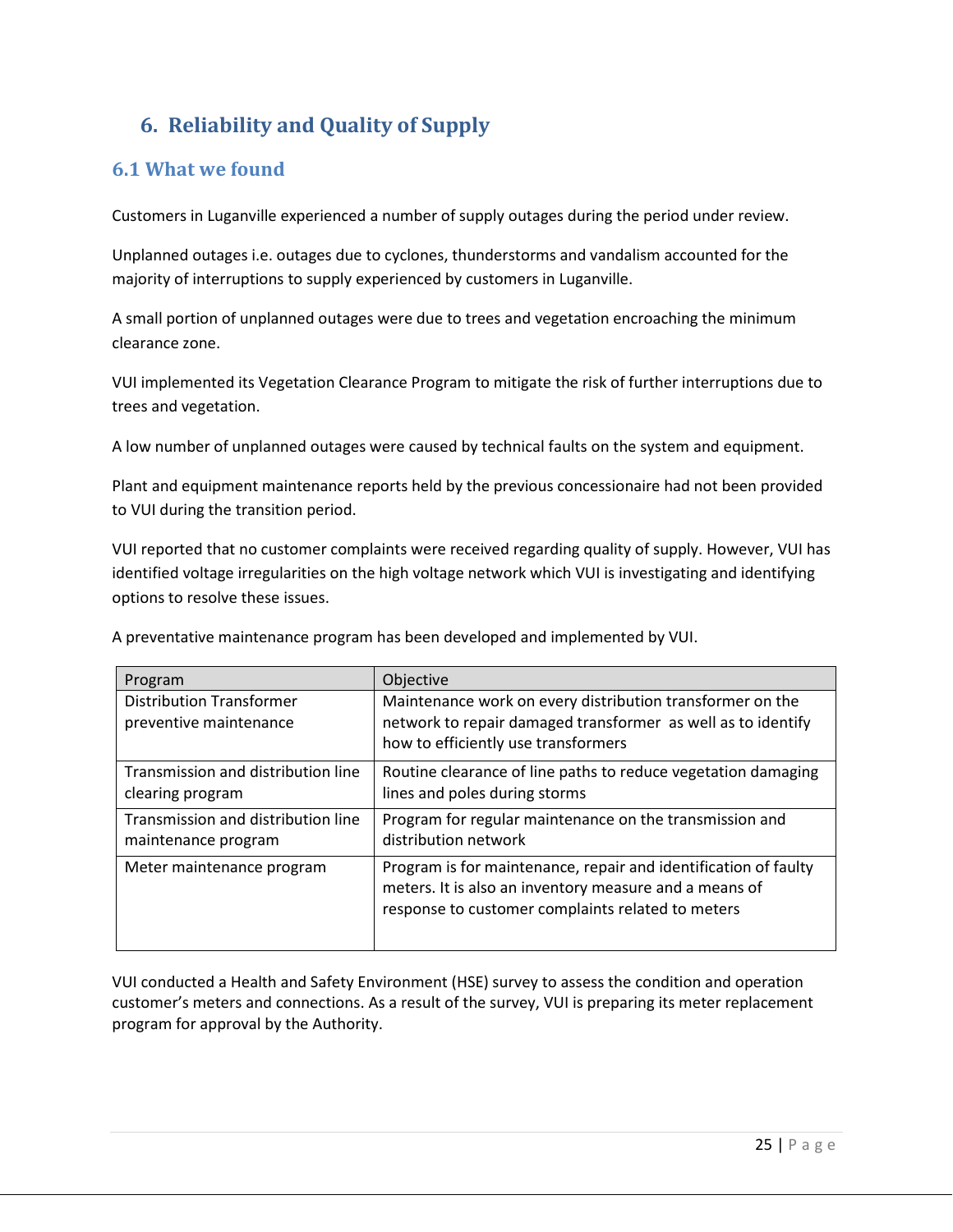# 6. Reliability and Quality of Supply

## 6.1 What we found

Customers in Luganville experienced a number of supply outages during the period under review.

Unplanned outages i.e. outages due to cyclones, thunderstorms and vandalism accounted for the majority of interruptions to supply experienced by customers in Luganville.

A small portion of unplanned outages were due to trees and vegetation encroaching the minimum clearance zone.

VUI implemented its Vegetation Clearance Program to mitigate the risk of further interruptions due to trees and vegetation.

A low number of unplanned outages were caused by technical faults on the system and equipment.

Plant and equipment maintenance reports held by the previous concessionaire had not been provided to VUI during the transition period.

VUI reported that no customer complaints were received regarding quality of supply. However, VUI has identified voltage irregularities on the high voltage network which VUI is investigating and identifying options to resolve these issues.

A preventative maintenance program has been developed and implemented by VUI.

| Program | Objective |
|---|---|
| Distribution Transformer preventive maintenance | Maintenance work on every distribution transformer on the network to repair damaged transformer as well as to identify how to efficiently use transformers |
| Transmission and distribution line clearing program | Routine clearance of line paths to reduce vegetation damaging lines and poles during storms |
| Transmission and distribution line maintenance program | Program for regular maintenance on the transmission and distribution network |
| Meter maintenance program | Program is for maintenance, repair and identification of faulty meters. It is also an inventory measure and a means of response to customer complaints related to meters |

VUI conducted a Health and Safety Environment (HSE) survey to assess the condition and operation customer's meters and connections. As a result of the survey, VUI is preparing its meter replacement program for approval by the Authority.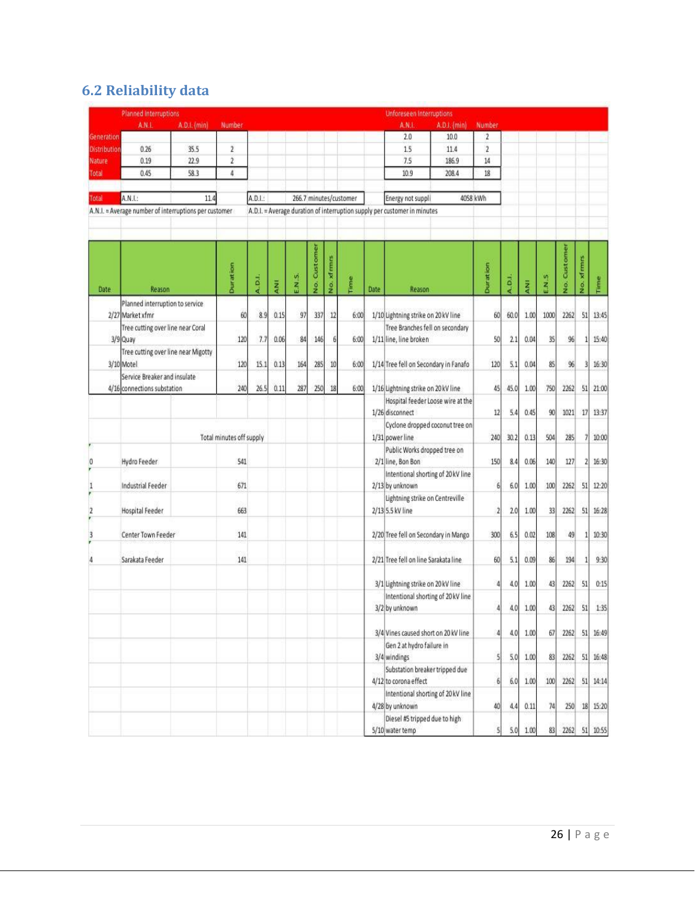## 6.2 Reliability data

| | Planned Interruptions | | | Unforeseen Interruptions | | |
|---|---|---|---|---|---|---|
| | A.N.I. | A.D.I. (min) | Number | A.N.I. | A.D.I. (min) | Number |
| Generation | | | | 2.0 | 10.0 | 2 |
| Distribution | 0.26 | 35.5 | 2 | 1.5 | 11.4 | 2 |
| Nature | 0.19 | 22.9 | 2 | 7.5 | 186.9 | 14 |
| Total | 0.45 | 58.3 | 4 | 10.9 | 208.4 | 18 |

| Total | A.N.I.: | 11.4 | A.D.I.: | 266.7 minutes/customer | Energy not suppli | 4058 kWh |
|---|---|---|---|---|---|---|

A.N.I. = Average number of interruptions per customer

A.D.I. = Average duration of interruption supply per customer in minutes

| Date | Reason | Duration | A.D.I. | ANI | E.N.S. | No. Customer | No. xfrmrs | Time |
|---|---|---|---|---|---|---|---|---|
| 2/27 | Planned interruption to service Market xfmr | 60 | 8.9 | 0.15 | 97 | 337 | 12 | 6:00 |
| 3/9 | Tree cutting over line near Coral Quay | 120 | 7.7 | 0.06 | 84 | 146 | 6 | 6:00 |
| 3/10 | Tree cutting over line near Migotty Motel | 120 | 15.1 | 0.13 | 164 | 285 | 10 | 6:00 |
| 4/16 | Service Breaker and insulate connections substation | 240 | 26.5 | 0.11 | 287 | 250 | 18 | 6:00 |

| | Total minutes off supply |
|---|---|
| 0 Hydro Feeder | 541 |
| 1 Industrial Feeder | 671 |
| 2 Hospital Feeder | 663 |
| 3 Center Town Feeder | 141 |
| 4 Sarakata Feeder | 141 |

| Date | Reason | Duration | A.D.I. | ANI | E.N.S | No. Customer | No. xfrmrs | Time |
|---|---|---|---|---|---|---|---|---|
| 1/10 | Lightning strike on 20 kV line | 60 | 60.0 | 1.00 | 1000 | 2262 | 51 | 13:45 |
| 1/11 | Tree Branches fell on secondary line, line broken | 50 | 2.1 | 0.04 | 35 | 96 | 1 | 15:40 |
| 1/14 | Tree fell on Secondary in Fanafo | 120 | 5.1 | 0.04 | 85 | 96 | 3 | 16:30 |
| 1/16 | Lightning strike on 20 kV line | 45 | 45.0 | 1.00 | 750 | 2262 | 51 | 21:00 |
| 1/26 | Hospital feeder Loose wire at the disconnect | 12 | 5.4 | 0.45 | 90 | 1021 | 17 | 13:37 |
| 1/31 | Cyclone dropped coconut tree on power line | 240 | 30.2 | 0.13 | 504 | 285 | 7 | 10:00 |
| 2/1 | Public Works dropped tree on line, Bon Bon | 150 | 8.4 | 0.06 | 140 | 127 | 2 | 16:30 |
| 2/13 | Intentional shorting of 20 kV line by unknown | 6 | 6.0 | 1.00 | 100 | 2262 | 51 | 12:20 |
| 2/13 | Lightning strike on Centreville 5.5 kV line | 2 | 2.0 | 1.00 | 33 | 2262 | 51 | 16:28 |
| 2/20 | Tree fell on Secondary in Mango | 300 | 6.5 | 0.02 | 108 | 49 | 1 | 10:30 |
| 2/21 | Tree fell on line Sarakata line | 60 | 5.1 | 0.09 | 86 | 194 | 1 | 9:30 |
| 3/1 | Lightning strike on 20 kV line | 4 | 4.0 | 1.00 | 43 | 2262 | 51 | 0:15 |
| 3/2 | Intentional shorting of 20 kV line by unknown | 4 | 4.0 | 1.00 | 43 | 2262 | 51 | 1:35 |
| 3/4 | Vines caused short on 20 kV line | 4 | 4.0 | 1.00 | 67 | 2262 | 51 | 16:49 |
| 3/4 | Gen 2 at hydro failure in windings | 5 | 5.0 | 1.00 | 83 | 2262 | 51 | 16:48 |
| 4/12 | Substation breaker tripped due to corona effect | 6 | 6.0 | 1.00 | 100 | 2262 | 51 | 14:14 |
| 4/28 | Intentional shorting of 20 kV line by unknown | 40 | 4.4 | 0.11 | 74 | 250 | 18 | 15:20 |
| 5/10 | Diesel #5 tripped due to high water temp | 5 | 5.0 | 1.00 | 83 | 2262 | 51 | 10:55 |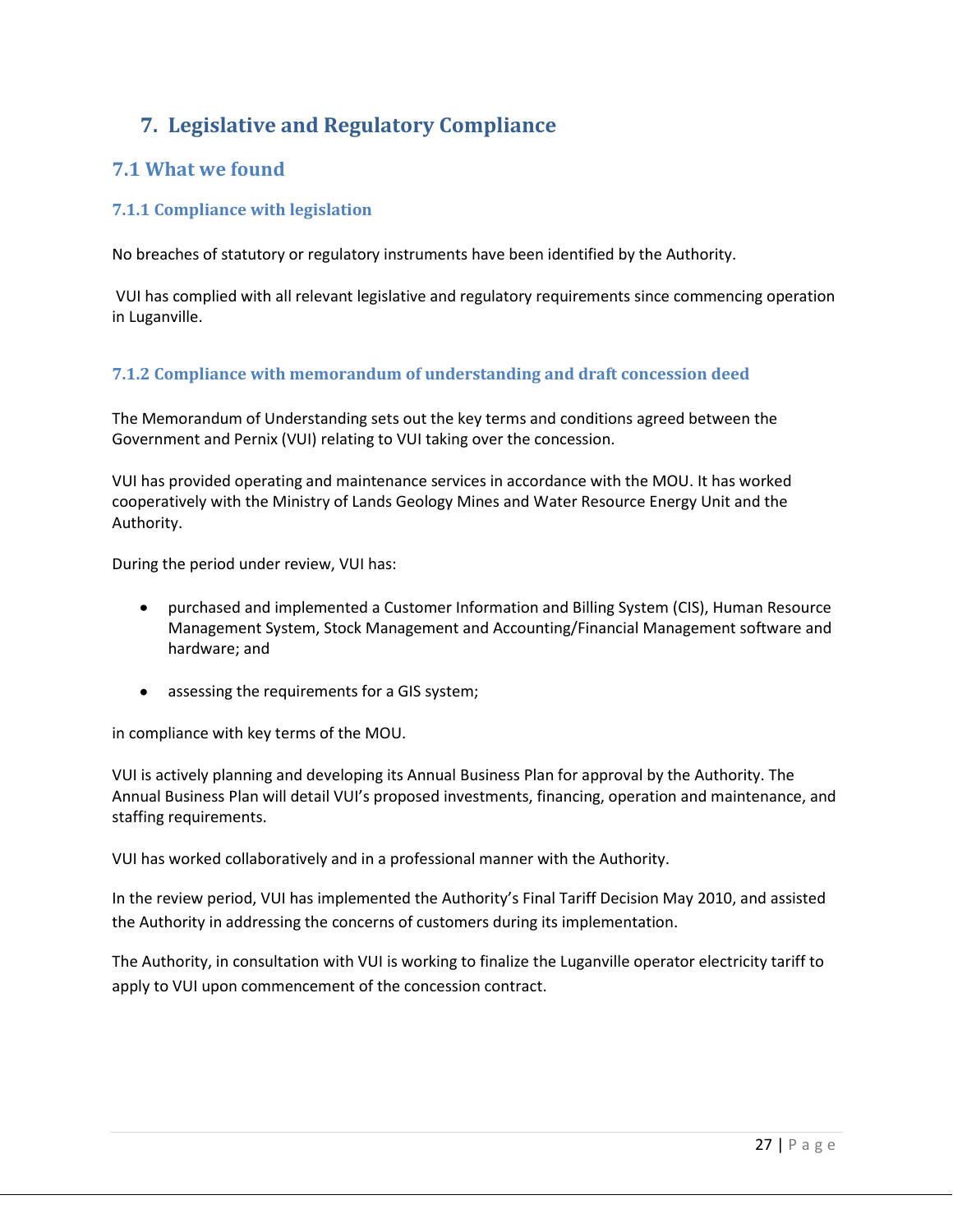# 7. Legislative and Regulatory Compliance

## 7.1 What we found

### 7.1.1 Compliance with legislation

No breaches of statutory or regulatory instruments have been identified by the Authority.

VUI has complied with all relevant legislative and regulatory requirements since commencing operation in Luganville.

### 7.1.2 Compliance with memorandum of understanding and draft concession deed

The Memorandum of Understanding sets out the key terms and conditions agreed between the Government and Pernix (VUI) relating to VUI taking over the concession.

VUI has provided operating and maintenance services in accordance with the MOU. It has worked cooperatively with the Ministry of Lands Geology Mines and Water Resource Energy Unit and the Authority.

During the period under review, VUI has:

- purchased and implemented a Customer Information and Billing System (CIS), Human Resource Management System, Stock Management and Accounting/Financial Management software and hardware; and
- assessing the requirements for a GIS system;

in compliance with key terms of the MOU.

VUI is actively planning and developing its Annual Business Plan for approval by the Authority. The Annual Business Plan will detail VUI's proposed investments, financing, operation and maintenance, and staffing requirements.

VUI has worked collaboratively and in a professional manner with the Authority.

In the review period, VUI has implemented the Authority's Final Tariff Decision May 2010, and assisted the Authority in addressing the concerns of customers during its implementation.

The Authority, in consultation with VUI is working to finalize the Luganville operator electricity tariff to apply to VUI upon commencement of the concession contract.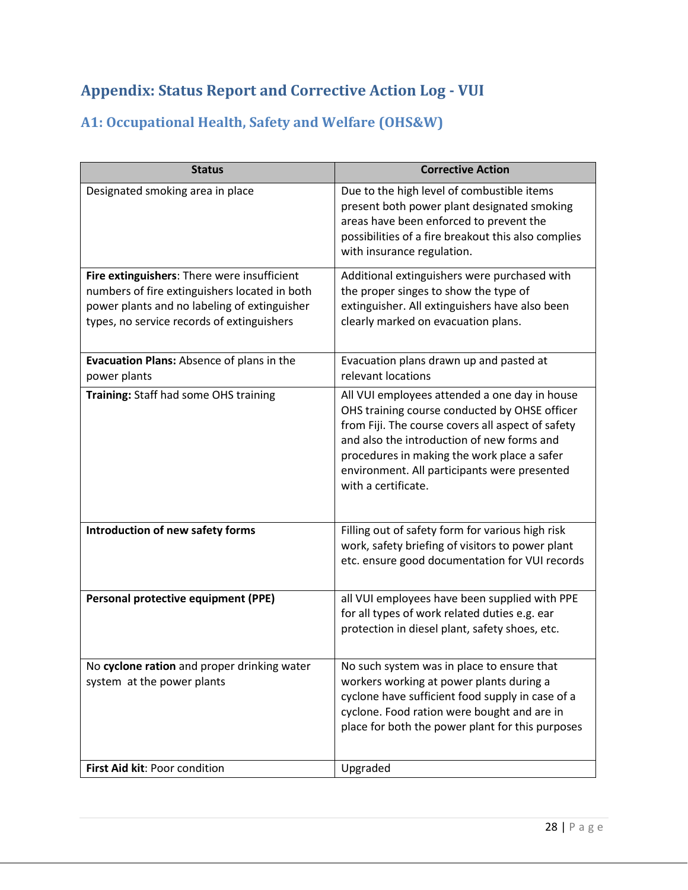# Appendix: Status Report and Corrective Action Log - VUI

## A1: Occupational Health, Safety and Welfare (OHS&W)

| Status | Corrective Action |
|---|---|
| Designated smoking area in place | Due to the high level of combustible items present both power plant designated smoking areas have been enforced to prevent the possibilities of a fire breakout this also complies with insurance regulation. |
| **Fire extinguishers**: There were insufficient numbers of fire extinguishers located in both power plants and no labeling of extinguisher types, no service records of extinguishers | Additional extinguishers were purchased with the proper singes to show the type of extinguisher. All extinguishers have also been clearly marked on evacuation plans. |
| **Evacuation Plans:** Absence of plans in the power plants | Evacuation plans drawn up and pasted at relevant locations |
| **Training:** Staff had some OHS training | All VUI employees attended a one day in house OHS training course conducted by OHSE officer from Fiji. The course covers all aspect of safety and also the introduction of new forms and procedures in making the work place a safer environment. All participants were presented with a certificate. |
| **Introduction of new safety forms** | Filling out of safety form for various high risk work, safety briefing of visitors to power plant etc. ensure good documentation for VUI records |
| **Personal protective equipment (PPE)** | all VUI employees have been supplied with PPE for all types of work related duties e.g. ear protection in diesel plant, safety shoes, etc. |
| No **cyclone ration** and proper drinking water system at the power plants | No such system was in place to ensure that workers working at power plants during a cyclone have sufficient food supply in case of a cyclone. Food ration were bought and are in place for both the power plant for this purposes |
| **First Aid kit**: Poor condition | Upgraded |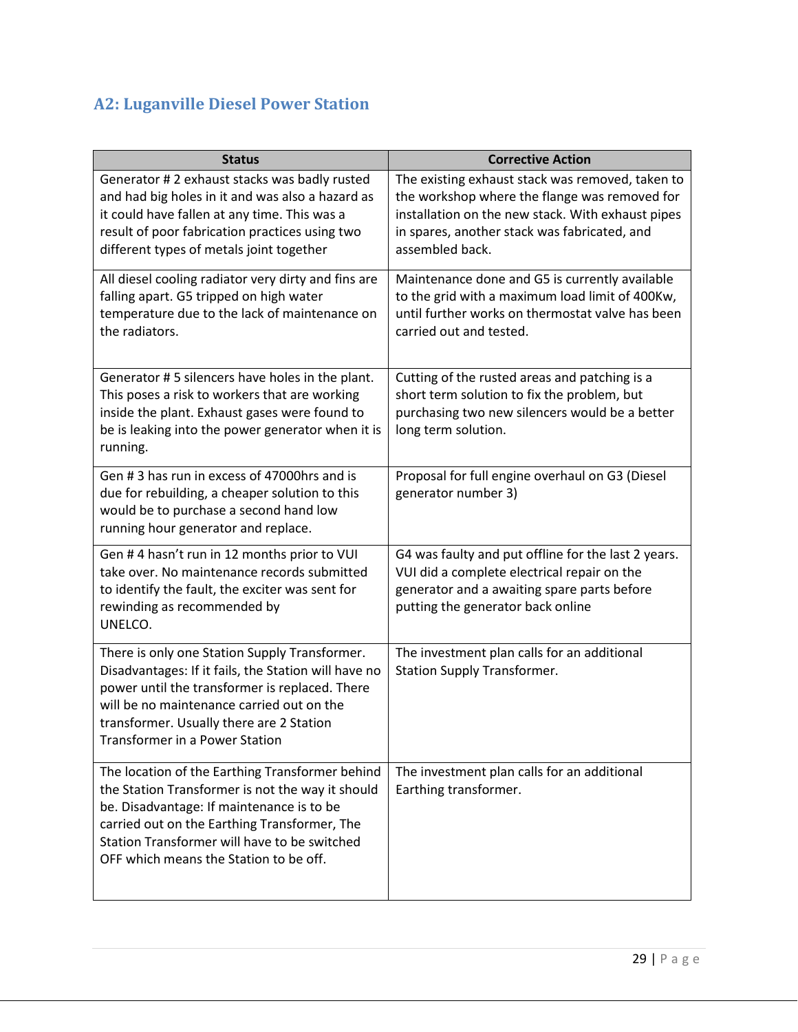## A2: Luganville Diesel Power Station

| Status | Corrective Action |
|---|---|
| Generator # 2 exhaust stacks was badly rusted and had big holes in it and was also a hazard as it could have fallen at any time. This was a result of poor fabrication practices using two different types of metals joint together | The existing exhaust stack was removed, taken to the workshop where the flange was removed for installation on the new stack. With exhaust pipes in spares, another stack was fabricated, and assembled back. |
| All diesel cooling radiator very dirty and fins are falling apart. G5 tripped on high water temperature due to the lack of maintenance on the radiators. | Maintenance done and G5 is currently available to the grid with a maximum load limit of 400Kw, until further works on thermostat valve has been carried out and tested. |
| Generator # 5 silencers have holes in the plant. This poses a risk to workers that are working inside the plant. Exhaust gases were found to be is leaking into the power generator when it is running. | Cutting of the rusted areas and patching is a short term solution to fix the problem, but purchasing two new silencers would be a better long term solution. |
| Gen # 3 has run in excess of 47000hrs and is due for rebuilding, a cheaper solution to this would be to purchase a second hand low running hour generator and replace. | Proposal for full engine overhaul on G3 (Diesel generator number 3) |
| Gen # 4 hasn't run in 12 months prior to VUI take over. No maintenance records submitted to identify the fault, the exciter was sent for rewinding as recommended by UNELCO. | G4 was faulty and put offline for the last 2 years. VUI did a complete electrical repair on the generator and a awaiting spare parts before putting the generator back online |
| There is only one Station Supply Transformer. Disadvantages: If it fails, the Station will have no power until the transformer is replaced. There will be no maintenance carried out on the transformer. Usually there are 2 Station Transformer in a Power Station | The investment plan calls for an additional Station Supply Transformer. |
| The location of the Earthing Transformer behind the Station Transformer is not the way it should be. Disadvantage: If maintenance is to be carried out on the Earthing Transformer, The Station Transformer will have to be switched OFF which means the Station to be off. | The investment plan calls for an additional Earthing transformer. |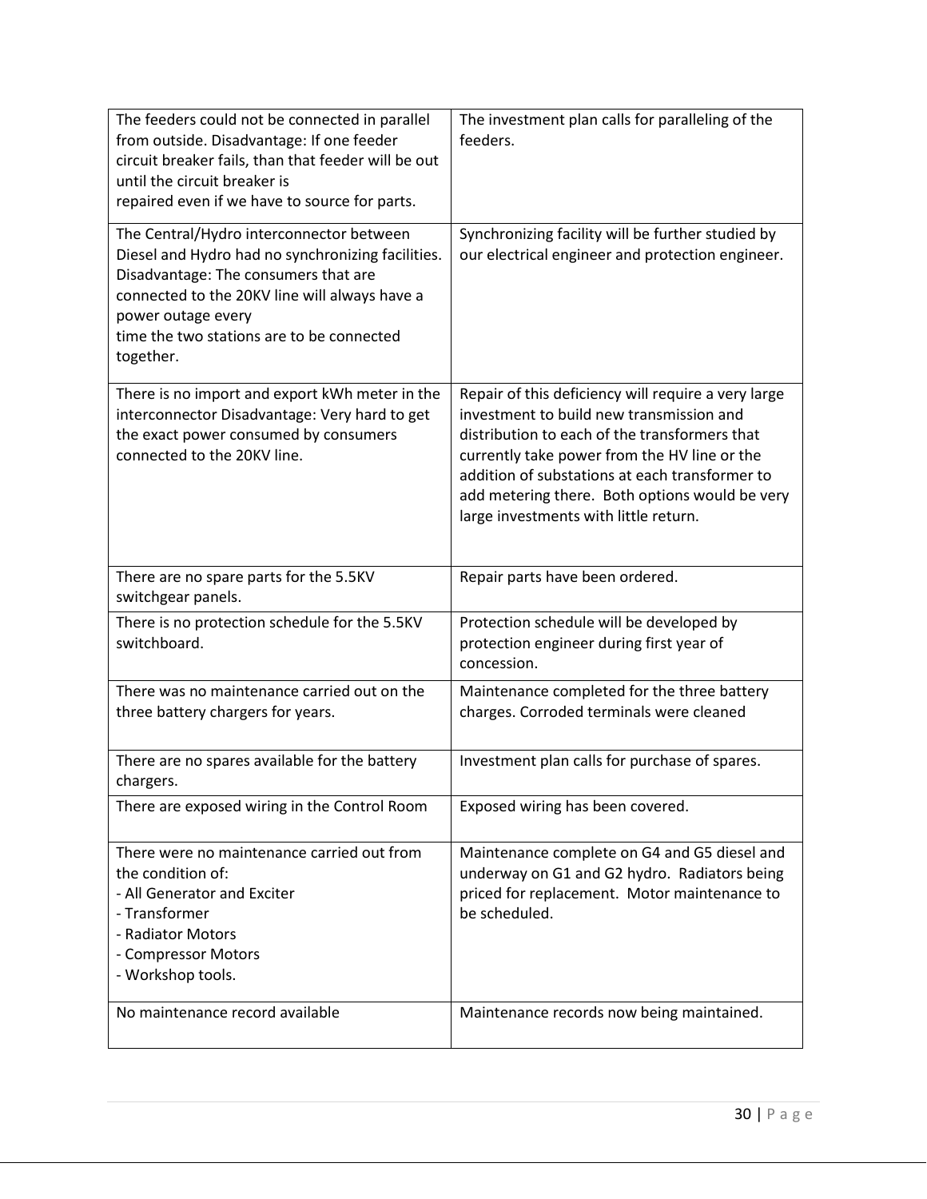| | |
|---|---|
| The feeders could not be connected in parallel from outside. Disadvantage: If one feeder circuit breaker fails, than that feeder will be out until the circuit breaker is repaired even if we have to source for parts. | The investment plan calls for paralleling of the feeders. |
| The Central/Hydro interconnector between Diesel and Hydro had no synchronizing facilities. Disadvantage: The consumers that are connected to the 20KV line will always have a power outage every time the two stations are to be connected together. | Synchronizing facility will be further studied by our electrical engineer and protection engineer. |
| There is no import and export kWh meter in the interconnector Disadvantage: Very hard to get the exact power consumed by consumers connected to the 20KV line. | Repair of this deficiency will require a very large investment to build new transmission and distribution to each of the transformers that currently take power from the HV line or the addition of substations at each transformer to add metering there. Both options would be very large investments with little return. |
| There are no spare parts for the 5.5KV switchgear panels. | Repair parts have been ordered. |
| There is no protection schedule for the 5.5KV switchboard. | Protection schedule will be developed by protection engineer during first year of concession. |
| There was no maintenance carried out on the three battery chargers for years. | Maintenance completed for the three battery charges. Corroded terminals were cleaned |
| There are no spares available for the battery chargers. | Investment plan calls for purchase of spares. |
| There are exposed wiring in the Control Room | Exposed wiring has been covered. |
| There were no maintenance carried out from the condition of:<br>- All Generator and Exciter<br>- Transformer<br>- Radiator Motors<br>- Compressor Motors<br>- Workshop tools. | Maintenance complete on G4 and G5 diesel and underway on G1 and G2 hydro. Radiators being priced for replacement. Motor maintenance to be scheduled. |
| No maintenance record available | Maintenance records now being maintained. |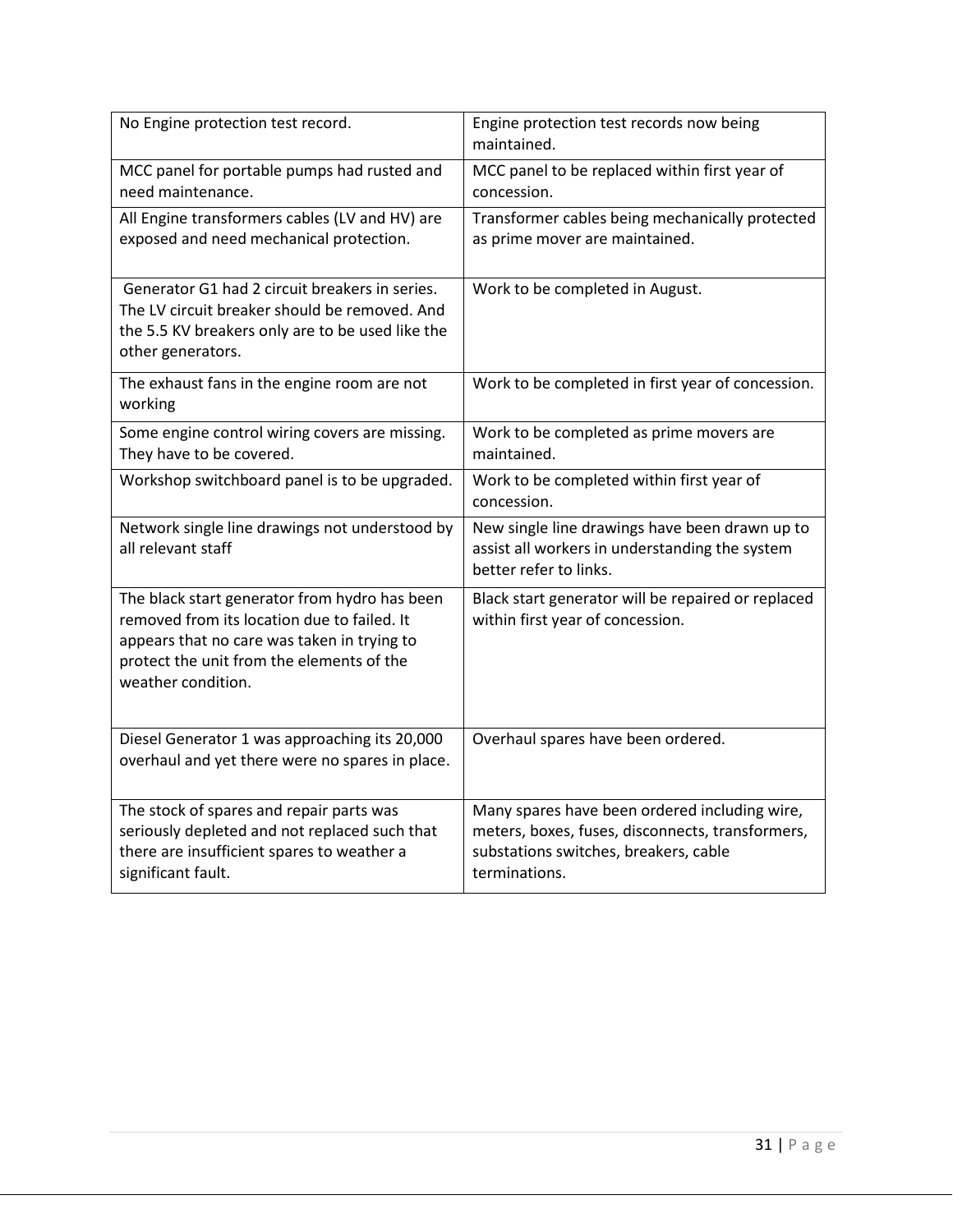| No Engine protection test record. | Engine protection test records now being maintained. |
|---|---|
| MCC panel for portable pumps had rusted and need maintenance. | MCC panel to be replaced within first year of concession. |
| All Engine transformers cables (LV and HV) are exposed and need mechanical protection. | Transformer cables being mechanically protected as prime mover are maintained. |
| Generator G1 had 2 circuit breakers in series. The LV circuit breaker should be removed. And the 5.5 KV breakers only are to be used like the other generators. | Work to be completed in August. |
| The exhaust fans in the engine room are not working | Work to be completed in first year of concession. |
| Some engine control wiring covers are missing. They have to be covered. | Work to be completed as prime movers are maintained. |
| Workshop switchboard panel is to be upgraded. | Work to be completed within first year of concession. |
| Network single line drawings not understood by all relevant staff | New single line drawings have been drawn up to assist all workers in understanding the system better refer to links. |
| The black start generator from hydro has been removed from its location due to failed. It appears that no care was taken in trying to protect the unit from the elements of the weather condition. | Black start generator will be repaired or replaced within first year of concession. |
| Diesel Generator 1 was approaching its 20,000 overhaul and yet there were no spares in place. | Overhaul spares have been ordered. |
| The stock of spares and repair parts was seriously depleted and not replaced such that there are insufficient spares to weather a significant fault. | Many spares have been ordered including wire, meters, boxes, fuses, disconnects, transformers, substations switches, breakers, cable terminations. |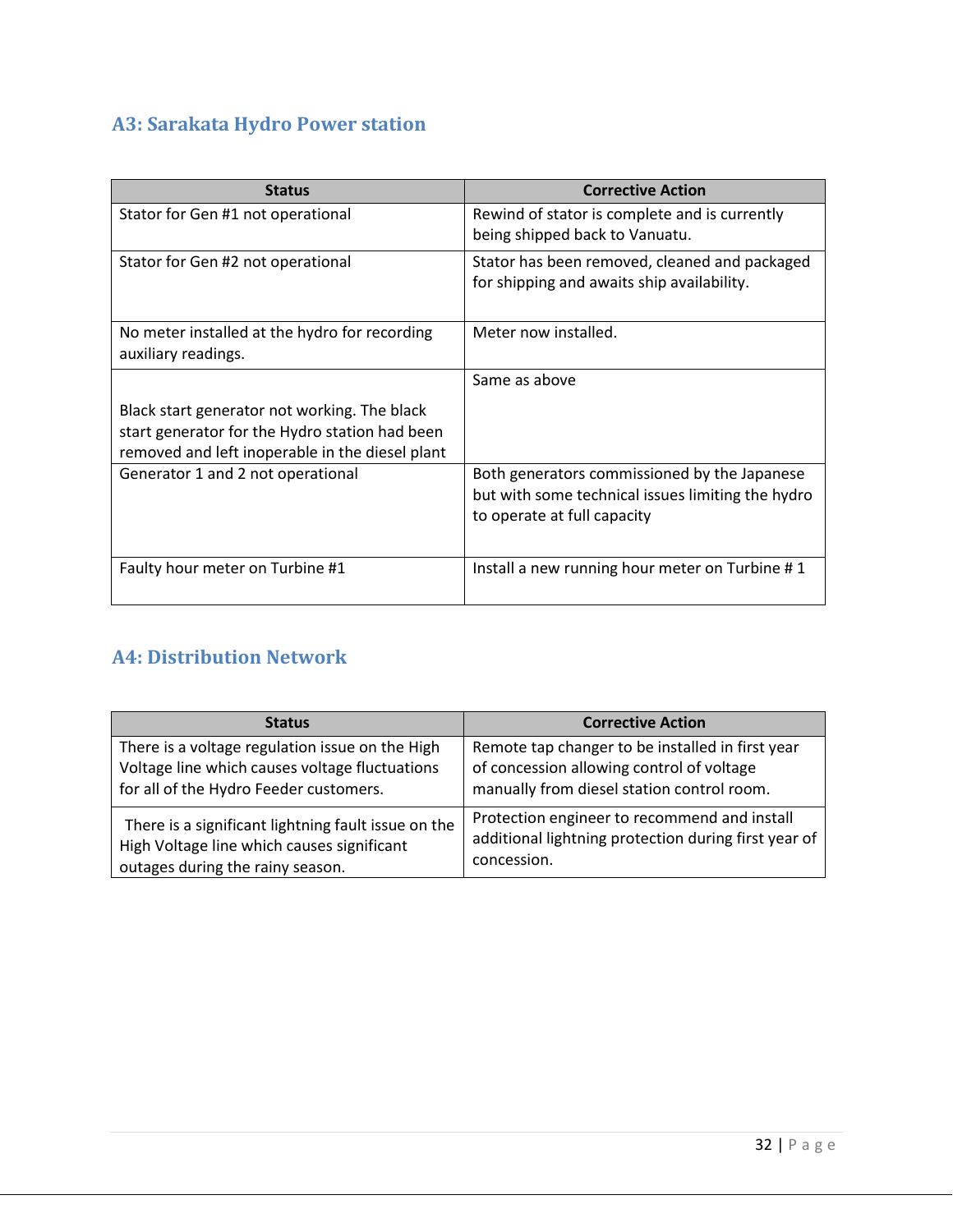## A3: Sarakata Hydro Power station

| Status | Corrective Action |
| --- | --- |
| Stator for Gen #1 not operational | Rewind of stator is complete and is currently being shipped back to Vanuatu. |
| Stator for Gen #2 not operational | Stator has been removed, cleaned and packaged for shipping and awaits ship availability. |
| No meter installed at the hydro for recording auxiliary readings. | Meter now installed. |
| Black start generator not working. The black start generator for the Hydro station had been removed and left inoperable in the diesel plant | Same as above |
| Generator 1 and 2 not operational | Both generators commissioned by the Japanese but with some technical issues limiting the hydro to operate at full capacity |
| Faulty hour meter on Turbine #1 | Install a new running hour meter on Turbine # 1 |

## A4: Distribution Network

| Status | Corrective Action |
| --- | --- |
| There is a voltage regulation issue on the High Voltage line which causes voltage fluctuations for all of the Hydro Feeder customers. | Remote tap changer to be installed in first year of concession allowing control of voltage manually from diesel station control room. |
| There is a significant lightning fault issue on the High Voltage line which causes significant outages during the rainy season. | Protection engineer to recommend and install additional lightning protection during first year of concession. |